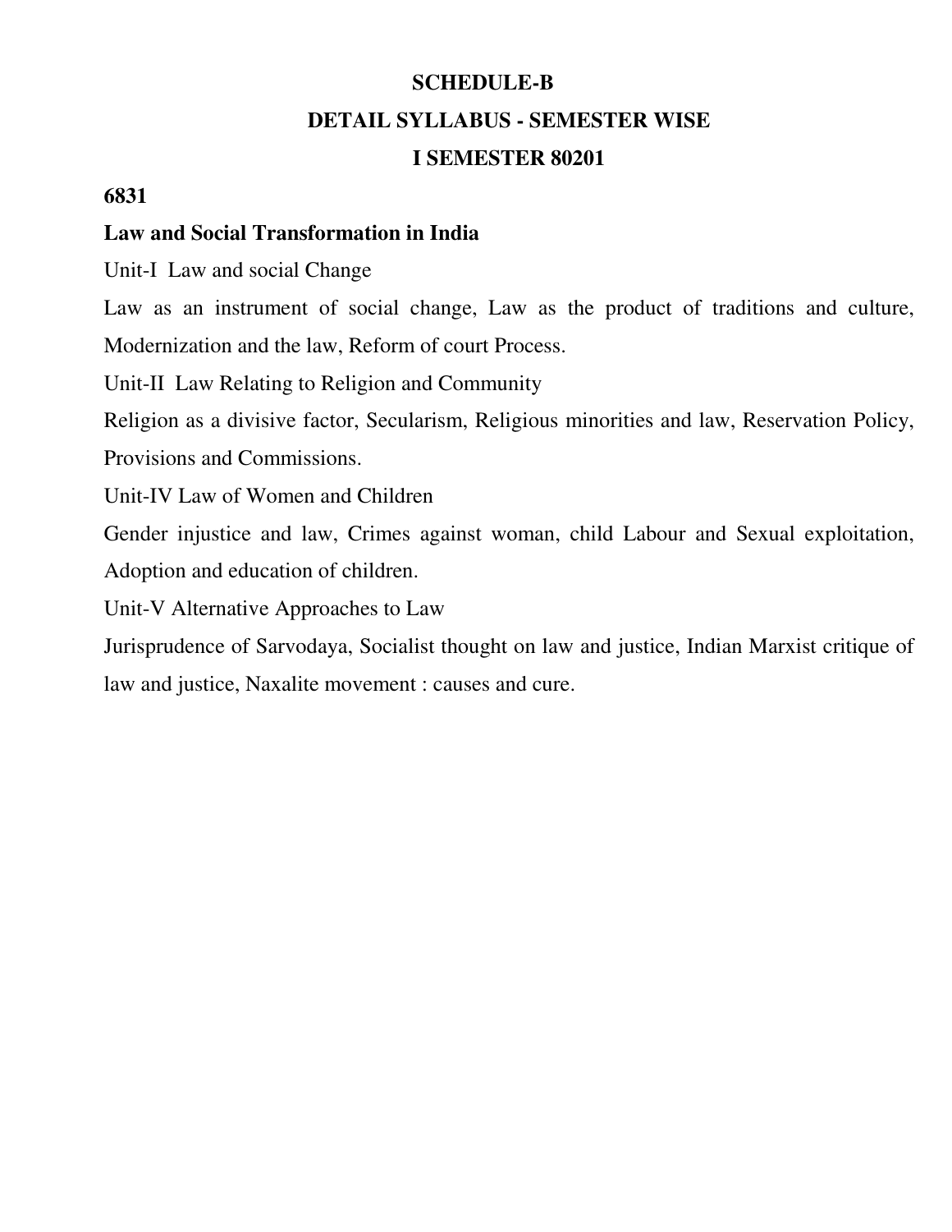## SCHEDULE-B

## DETAIL SYLLABUS - SEMESTER WISE

## I SEMESTER 80201

**6831**

**Law and Social Transformation in India**

Unit-I Law and social Change

Law as an instrument of social change, Law as the product of traditions and culture, Modernization and the law, Reform of court Process.

Unit-II Law Relating to Religion and Community

Religion as a divisive factor, Secularism, Religious minorities and law, Reservation Policy, Provisions and Commissions.

Unit-IV Law of Women and Children

Gender injustice and law, Crimes against woman, child Labour and Sexual exploitation, Adoption and education of children.

Unit-V Alternative Approaches to Law

Jurisprudence of Sarvodaya, Socialist thought on law and justice, Indian Marxist critique of law and justice, Naxalite movement : causes and cure.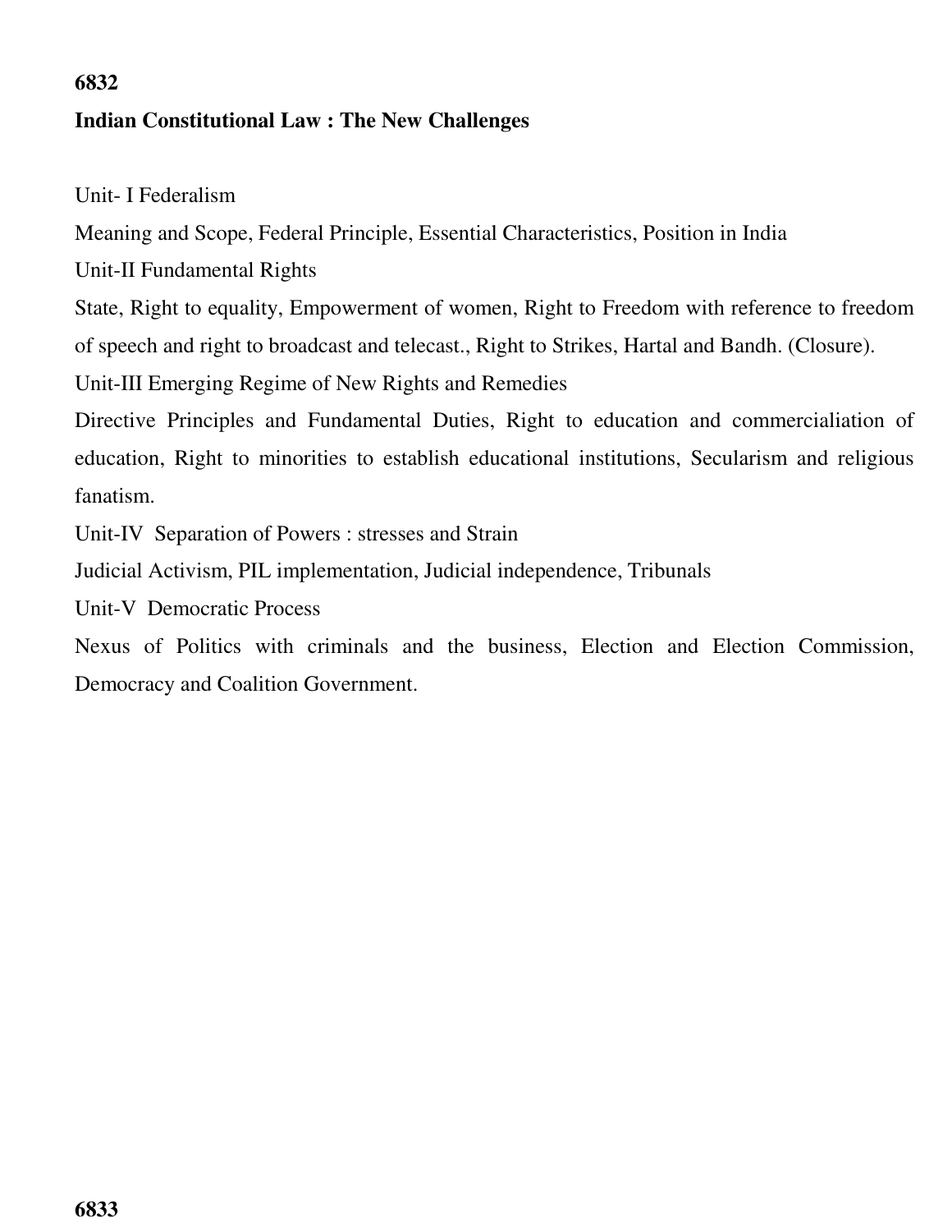**6832**

**Indian Constitutional Law : The New Challenges**

Unit- I Federalism

Meaning and Scope, Federal Principle, Essential Characteristics, Position in India

Unit-II Fundamental Rights

State, Right to equality, Empowerment of women, Right to Freedom with reference to freedom of speech and right to broadcast and telecast., Right to Strikes, Hartal and Bandh. (Closure).

Unit-III Emerging Regime of New Rights and Remedies

Directive Principles and Fundamental Duties, Right to education and commercialiation of education, Right to minorities to establish educational institutions, Secularism and religious fanatism.

Unit-IV Separation of Powers : stresses and Strain

Judicial Activism, PIL implementation, Judicial independence, Tribunals

Unit-V Democratic Process

Nexus of Politics with criminals and the business, Election and Election Commission, Democracy and Coalition Government.

**6833**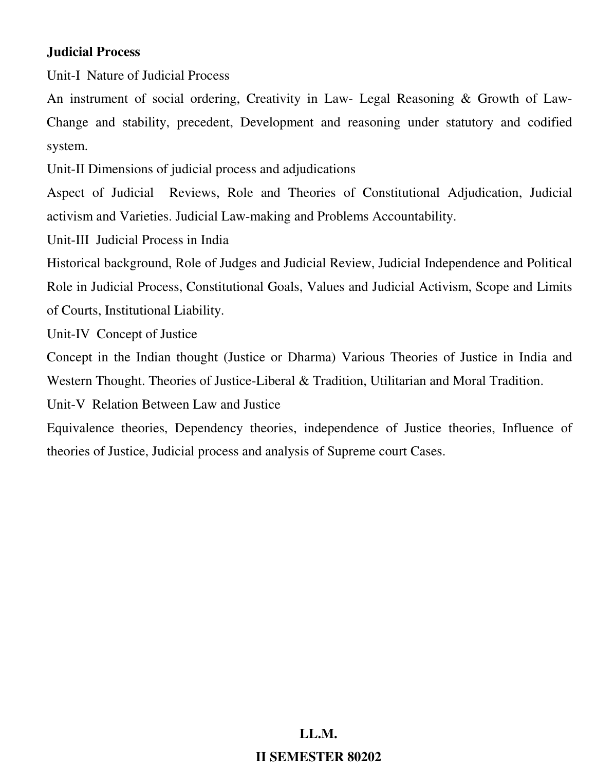**Judicial Process**

Unit-I Nature of Judicial Process

An instrument of social ordering, Creativity in Law- Legal Reasoning & Growth of Law- Change and stability, precedent, Development and reasoning under statutory and codified system.

Unit-II Dimensions of judicial process and adjudications

Aspect of Judicial Reviews, Role and Theories of Constitutional Adjudication, Judicial activism and Varieties. Judicial Law-making and Problems Accountability.

Unit-III Judicial Process in India

Historical background, Role of Judges and Judicial Review, Judicial Independence and Political Role in Judicial Process, Constitutional Goals, Values and Judicial Activism, Scope and Limits of Courts, Institutional Liability.

Unit-IV Concept of Justice

Concept in the Indian thought (Justice or Dharma) Various Theories of Justice in India and Western Thought. Theories of Justice-Liberal & Tradition, Utilitarian and Moral Tradition.

Unit-V Relation Between Law and Justice

Equivalence theories, Dependency theories, independence of Justice theories, Influence of theories of Justice, Judicial process and analysis of Supreme court Cases.

**LL.M.**

**II SEMESTER 80202**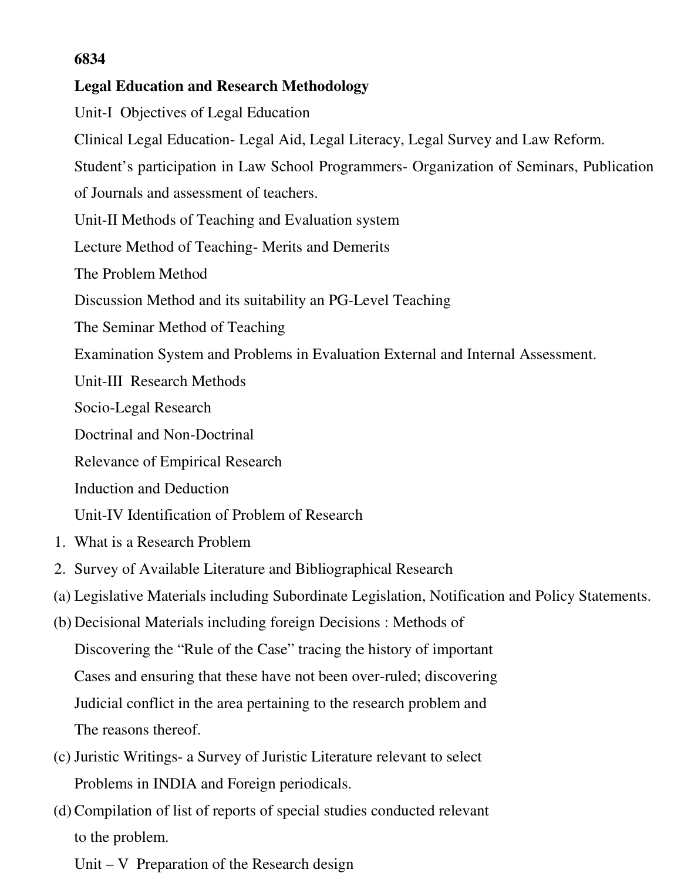**6834**

**Legal Education and Research Methodology**

Unit-I Objectives of Legal Education

Clinical Legal Education- Legal Aid, Legal Literacy, Legal Survey and Law Reform.

Student's participation in Law School Programmers- Organization of Seminars, Publication of Journals and assessment of teachers.

Unit-II Methods of Teaching and Evaluation system

Lecture Method of Teaching- Merits and Demerits

The Problem Method

Discussion Method and its suitability an PG-Level Teaching

The Seminar Method of Teaching

Examination System and Problems in Evaluation External and Internal Assessment.

Unit-III Research Methods

Socio-Legal Research

Doctrinal and Non-Doctrinal

Relevance of Empirical Research

Induction and Deduction

Unit-IV Identification of Problem of Research

1. What is a Research Problem
2. Survey of Available Literature and Bibliographical Research

(a) Legislative Materials including Subordinate Legislation, Notification and Policy Statements.

(b) Decisional Materials including foreign Decisions : Methods of Discovering the "Rule of the Case" tracing the history of important Cases and ensuring that these have not been over-ruled; discovering Judicial conflict in the area pertaining to the research problem and The reasons thereof.

(c) Juristic Writings- a Survey of Juristic Literature relevant to select Problems in INDIA and Foreign periodicals.

(d) Compilation of list of reports of special studies conducted relevant to the problem.

Unit – V Preparation of the Research design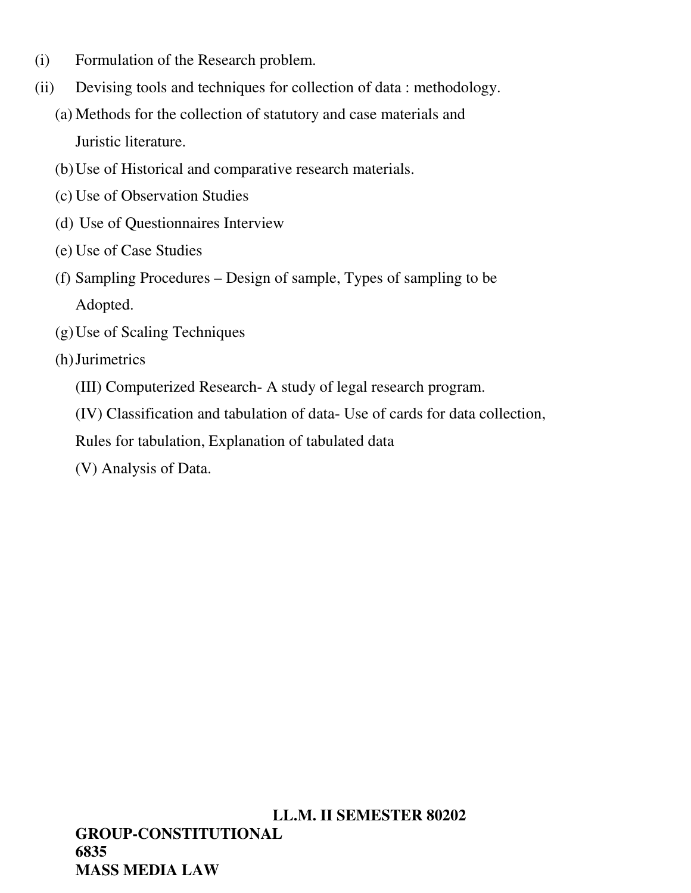(i) Formulation of the Research problem.

(ii) Devising tools and techniques for collection of data : methodology.

(a) Methods for the collection of statutory and case materials and Juristic literature.

(b) Use of Historical and comparative research materials.

(c) Use of Observation Studies

(d) Use of Questionnaires Interview

(e) Use of Case Studies

(f) Sampling Procedures – Design of sample, Types of sampling to be Adopted.

(g) Use of Scaling Techniques

(h) Jurimetrics

(III) Computerized Research- A study of legal research program.

(IV) Classification and tabulation of data- Use of cards for data collection, Rules for tabulation, Explanation of tabulated data

(V) Analysis of Data.

**LL.M. II SEMESTER 80202**

**GROUP-CONSTITUTIONAL**

**6835**

**MASS MEDIA LAW**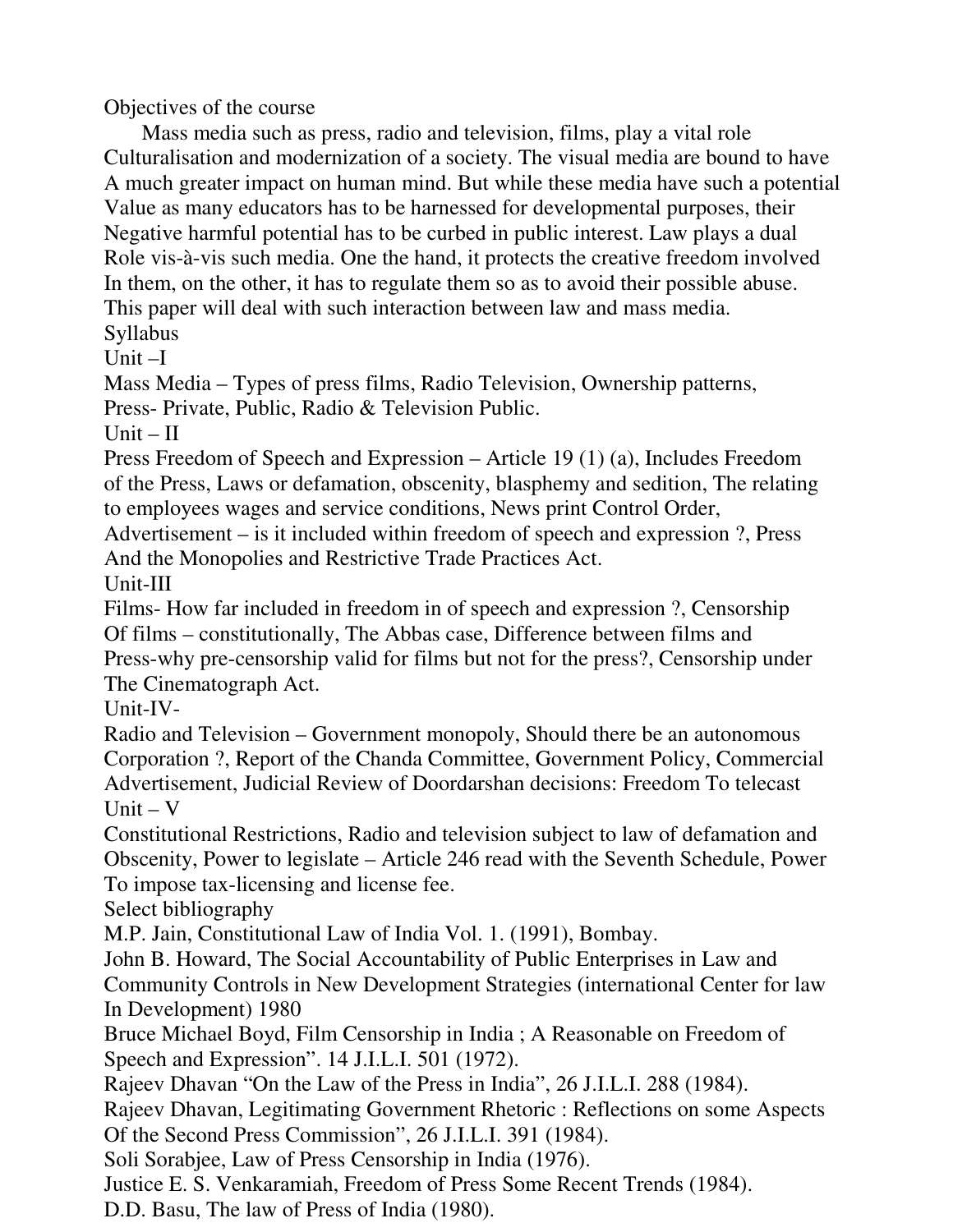## Objectives of the course

Mass media such as press, radio and television, films, play a vital role Culturalisation and modernization of a society. The visual media are bound to have A much greater impact on human mind. But while these media have such a potential Value as many educators has to be harnessed for developmental purposes, their Negative harmful potential has to be curbed in public interest. Law plays a dual Role vis-à-vis such media. One the hand, it protects the creative freedom involved In them, on the other, it has to regulate them so as to avoid their possible abuse. This paper will deal with such interaction between law and mass media.

## Syllabus

### Unit –I

Mass Media – Types of press films, Radio Television, Ownership patterns, Press- Private, Public, Radio & Television Public.

### Unit – II

Press Freedom of Speech and Expression – Article 19 (1) (a), Includes Freedom of the Press, Laws or defamation, obscenity, blasphemy and sedition, The relating to employees wages and service conditions, News print Control Order, Advertisement – is it included within freedom of speech and expression ?, Press And the Monopolies and Restrictive Trade Practices Act.

### Unit-III

Films- How far included in freedom in of speech and expression ?, Censorship Of films – constitutionally, The Abbas case, Difference between films and Press-why pre-censorship valid for films but not for the press?, Censorship under The Cinematograph Act.

### Unit-IV-

Radio and Television – Government monopoly, Should there be an autonomous Corporation ?, Report of the Chanda Committee, Government Policy, Commercial Advertisement, Judicial Review of Doordarshan decisions: Freedom To telecast

### Unit – V

Constitutional Restrictions, Radio and television subject to law of defamation and Obscenity, Power to legislate – Article 246 read with the Seventh Schedule, Power To impose tax-licensing and license fee.

## Select bibliography

M.P. Jain, Constitutional Law of India Vol. 1. (1991), Bombay.

John B. Howard, The Social Accountability of Public Enterprises in Law and Community Controls in New Development Strategies (international Center for law In Development) 1980

Bruce Michael Boyd, Film Censorship in India ; A Reasonable on Freedom of Speech and Expression". 14 J.I.L.I. 501 (1972).

Rajeev Dhavan "On the Law of the Press in India", 26 J.I.L.I. 288 (1984).

Rajeev Dhavan, Legitimating Government Rhetoric : Reflections on some Aspects Of the Second Press Commission", 26 J.I.L.I. 391 (1984).

Soli Sorabjee, Law of Press Censorship in India (1976).

Justice E. S. Venkaramiah, Freedom of Press Some Recent Trends (1984).

D.D. Basu, The law of Press of India (1980).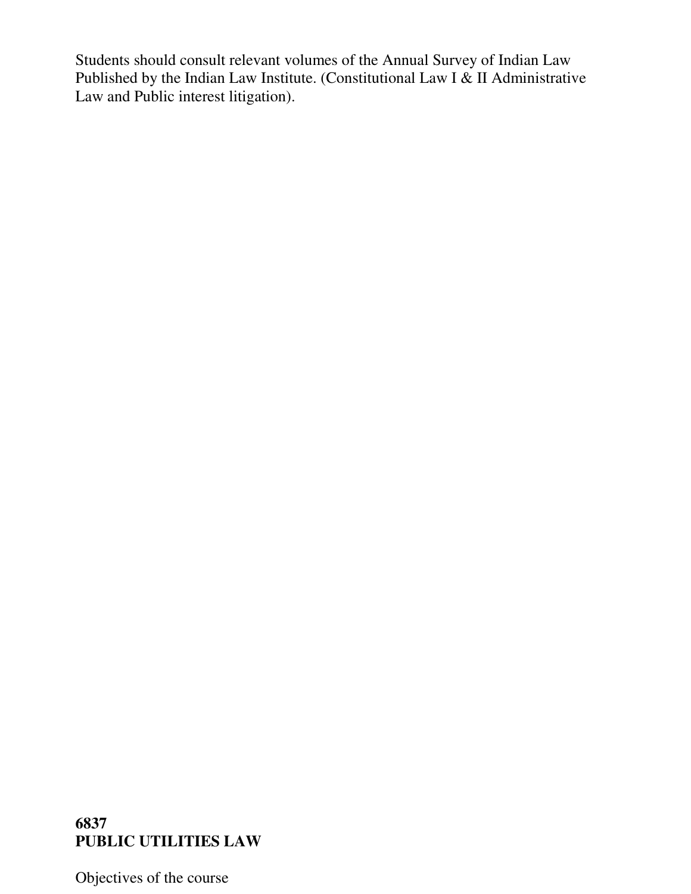Students should consult relevant volumes of the Annual Survey of Indian Law Published by the Indian Law Institute. (Constitutional Law I & II Administrative Law and Public interest litigation).

**6837**
**PUBLIC UTILITIES LAW**

Objectives of the course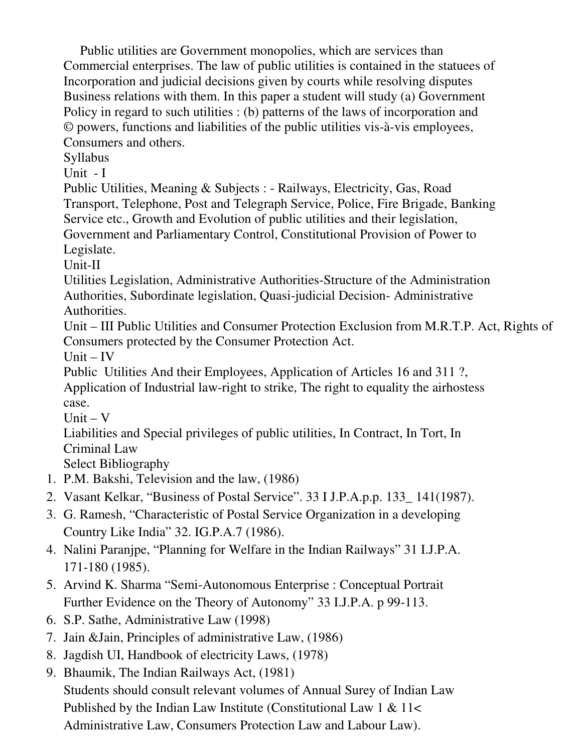Public utilities are Government monopolies, which are services than Commercial enterprises. The law of public utilities is contained in the statuees of Incorporation and judicial decisions given by courts while resolving disputes Business relations with them. In this paper a student will study (a) Government Policy in regard to such utilities : (b) patterns of the laws of incorporation and © powers, functions and liabilities of the public utilities vis-à-vis employees, Consumers and others.

Syllabus

Unit - I

Public Utilities, Meaning & Subjects : - Railways, Electricity, Gas, Road Transport, Telephone, Post and Telegraph Service, Police, Fire Brigade, Banking Service etc., Growth and Evolution of public utilities and their legislation, Government and Parliamentary Control, Constitutional Provision of Power to Legislate.

Unit-II

Utilities Legislation, Administrative Authorities-Structure of the Administration Authorities, Subordinate legislation, Quasi-judicial Decision- Administrative Authorities.

Unit – III Public Utilities and Consumer Protection Exclusion from M.R.T.P. Act, Rights of Consumers protected by the Consumer Protection Act.

Unit – IV

Public Utilities And their Employees, Application of Articles 16 and 311 ?, Application of Industrial law-right to strike, The right to equality the airhostess case.

Unit – V

Liabilities and Special privileges of public utilities, In Contract, In Tort, In Criminal Law

Select Bibliography

1. P.M. Bakshi, Television and the law, (1986)
2. Vasant Kelkar, "Business of Postal Service". 33 I J.P.A.p.p. 133_ 141(1987).
3. G. Ramesh, "Characteristic of Postal Service Organization in a developing Country Like India" 32. IG.P.A.7 (1986).
4. Nalini Paranjpe, "Planning for Welfare in the Indian Railways" 31 I.J.P.A. 171-180 (1985).
5. Arvind K. Sharma "Semi-Autonomous Enterprise : Conceptual Portrait Further Evidence on the Theory of Autonomy" 33 I.J.P.A. p 99-113.
6. S.P. Sathe, Administrative Law (1998)
7. Jain &Jain, Principles of administrative Law, (1986)
8. Jagdish UI, Handbook of electricity Laws, (1978)
9. Bhaumik, The Indian Railways Act, (1981)

Students should consult relevant volumes of Annual Surey of Indian Law Published by the Indian Law Institute (Constitutional Law 1 & 11< Administrative Law, Consumers Protection Law and Labour Law).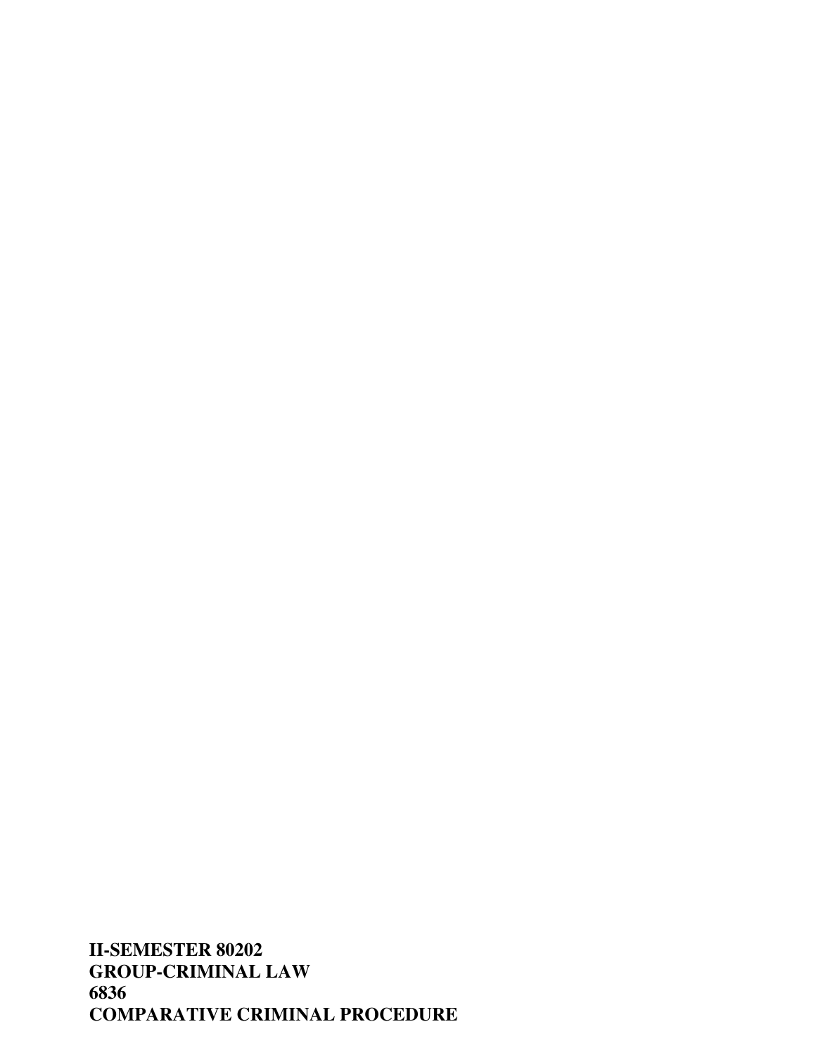**II-SEMESTER 80202**
**GROUP-CRIMINAL LAW**
**6836**
**COMPARATIVE CRIMINAL PROCEDURE**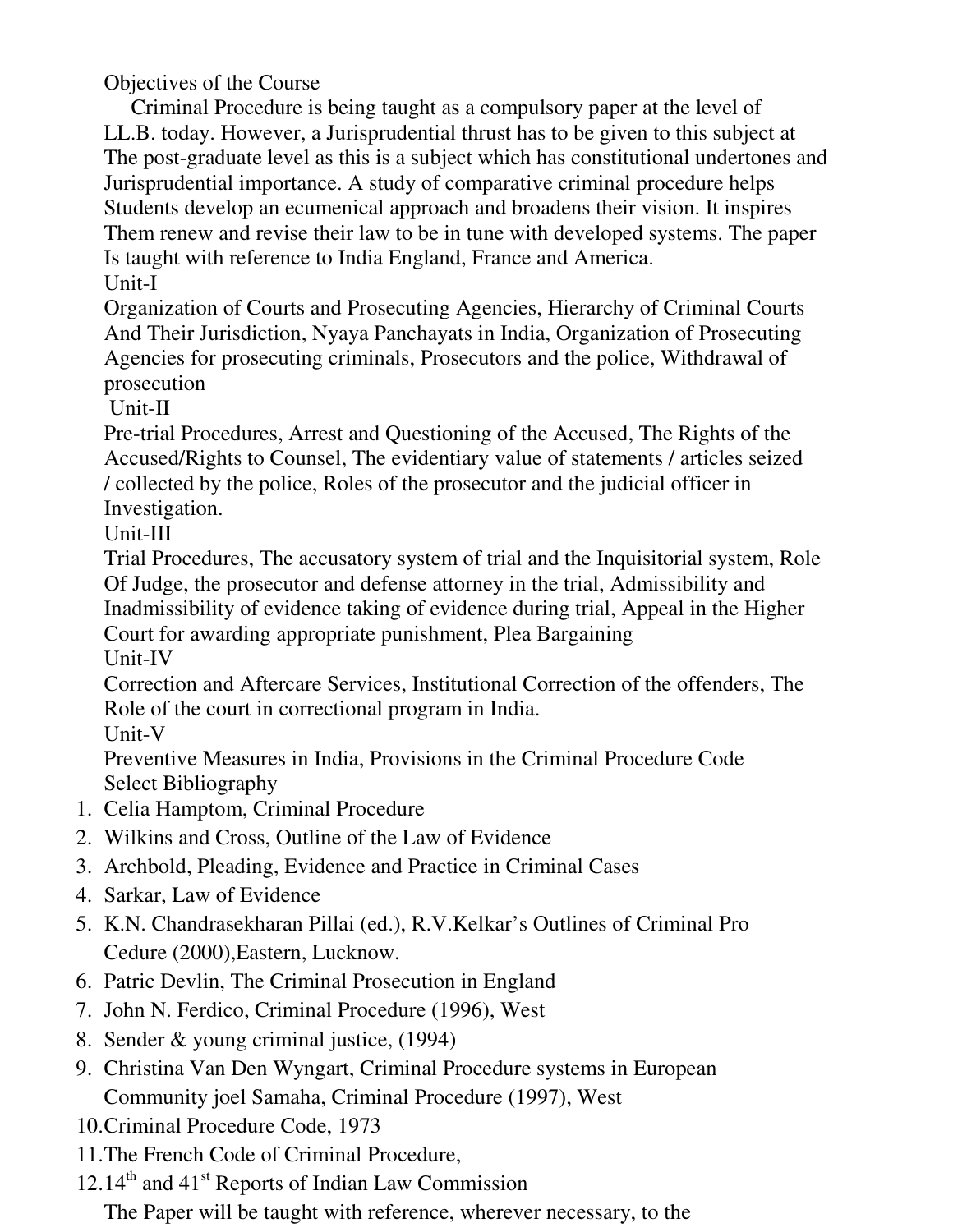Objectives of the Course

Criminal Procedure is being taught as a compulsory paper at the level of LL.B. today. However, a Jurisprudential thrust has to be given to this subject at The post-graduate level as this is a subject which has constitutional undertones and Jurisprudential importance. A study of comparative criminal procedure helps Students develop an ecumenical approach and broadens their vision. It inspires Them renew and revise their law to be in tune with developed systems. The paper Is taught with reference to India England, France and America.

Unit-I

Organization of Courts and Prosecuting Agencies, Hierarchy of Criminal Courts And Their Jurisdiction, Nyaya Panchayats in India, Organization of Prosecuting Agencies for prosecuting criminals, Prosecutors and the police, Withdrawal of prosecution

Unit-II

Pre-trial Procedures, Arrest and Questioning of the Accused, The Rights of the Accused/Rights to Counsel, The evidentiary value of statements / articles seized / collected by the police, Roles of the prosecutor and the judicial officer in Investigation.

Unit-III

Trial Procedures, The accusatory system of trial and the Inquisitorial system, Role Of Judge, the prosecutor and defense attorney in the trial, Admissibility and Inadmissibility of evidence taking of evidence during trial, Appeal in the Higher Court for awarding appropriate punishment, Plea Bargaining

Unit-IV

Correction and Aftercare Services, Institutional Correction of the offenders, The Role of the court in correctional program in India.

Unit-V

Preventive Measures in India, Provisions in the Criminal Procedure Code

Select Bibliography

1. Celia Hamptom, Criminal Procedure
2. Wilkins and Cross, Outline of the Law of Evidence
3. Archbold, Pleading, Evidence and Practice in Criminal Cases
4. Sarkar, Law of Evidence
5. K.N. Chandrasekharan Pillai (ed.), R.V.Kelkar's Outlines of Criminal Pro Cedure (2000),Eastern, Lucknow.
6. Patric Devlin, The Criminal Prosecution in England
7. John N. Ferdico, Criminal Procedure (1996), West
8. Sender & young criminal justice, (1994)
9. Christina Van Den Wyngart, Criminal Procedure systems in European Community joel Samaha, Criminal Procedure (1997), West
10. Criminal Procedure Code, 1973
11. The French Code of Criminal Procedure,
12. 14th and 41st Reports of Indian Law Commission

The Paper will be taught with reference, wherever necessary, to the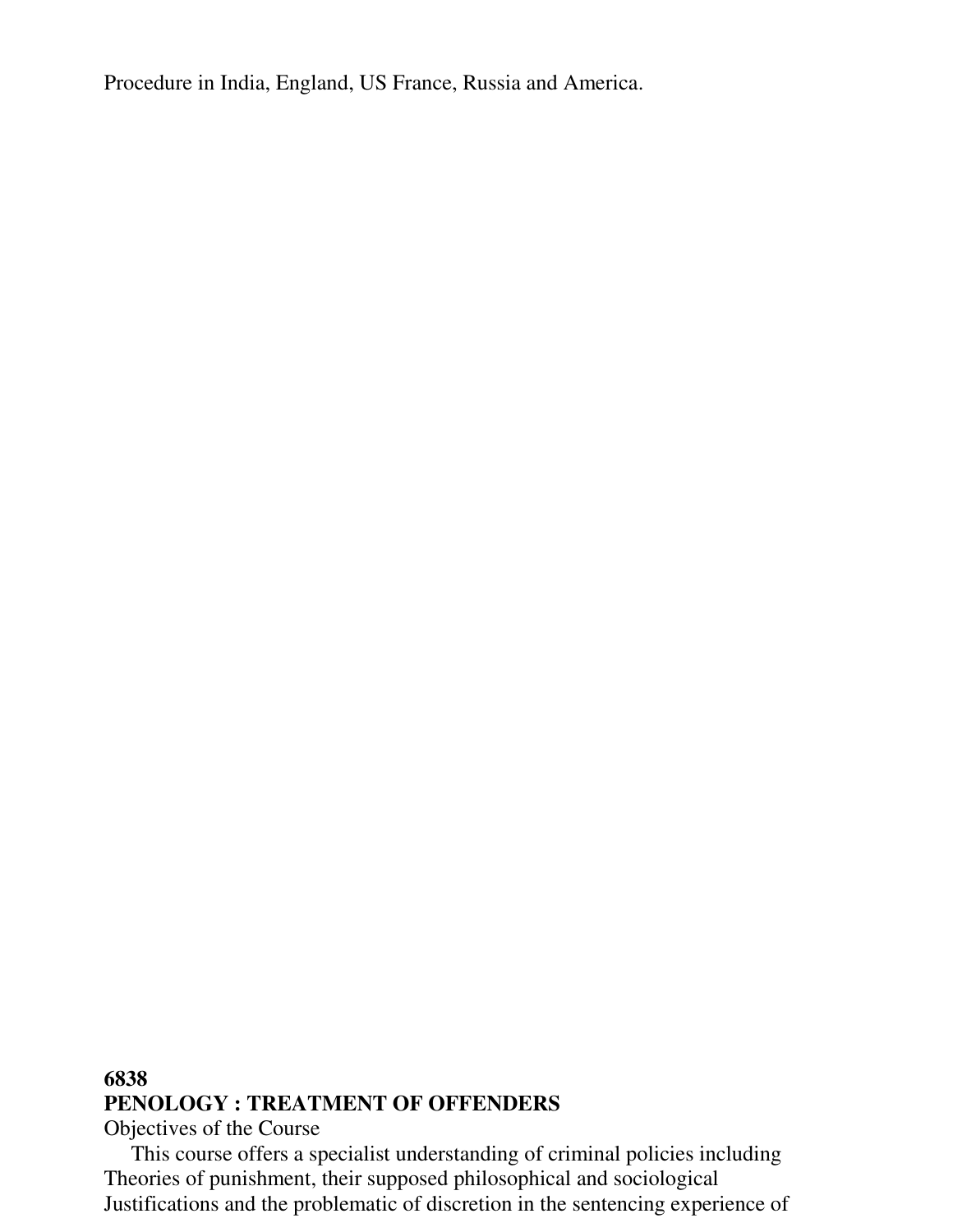Procedure in India, England, US France, Russia and America.

**6838**

**PENOLOGY : TREATMENT OF OFFENDERS**

Objectives of the Course

This course offers a specialist understanding of criminal policies including Theories of punishment, their supposed philosophical and sociological Justifications and the problematic of discretion in the sentencing experience of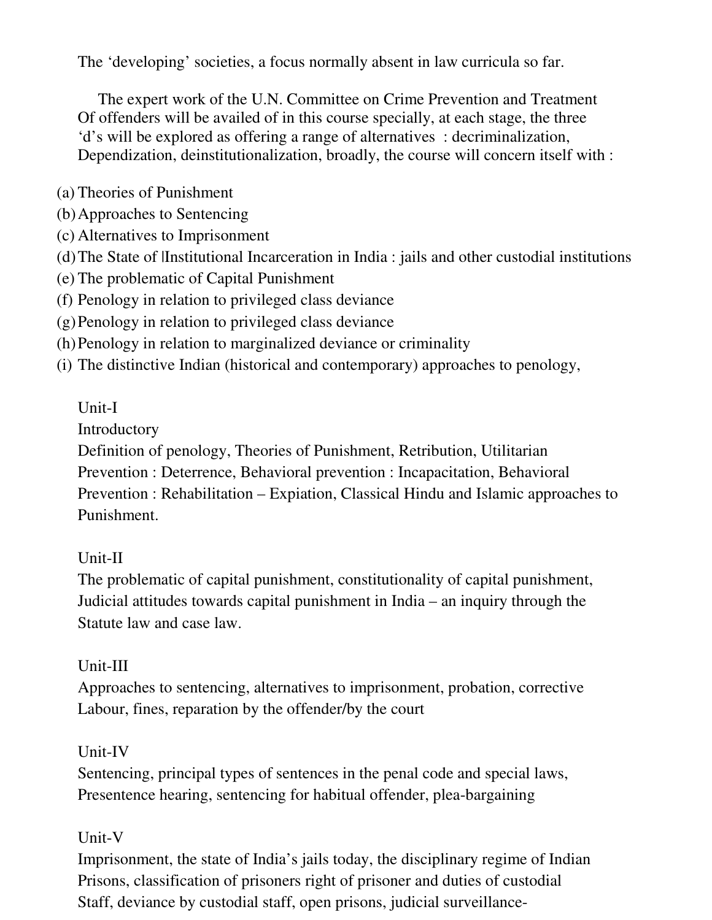The 'developing' societies, a focus normally absent in law curricula so far.

The expert work of the U.N. Committee on Crime Prevention and Treatment Of offenders will be availed of in this course specially, at each stage, the three 'd's will be explored as offering a range of alternatives : decriminalization, Dependization, deinstitutionalization, broadly, the course will concern itself with :

(a) Theories of Punishment
(b) Approaches to Sentencing
(c) Alternatives to Imprisonment
(d) The State of |Institutional Incarceration in India : jails and other custodial institutions
(e) The problematic of Capital Punishment
(f) Penology in relation to privileged class deviance
(g) Penology in relation to privileged class deviance
(h) Penology in relation to marginalized deviance or criminality
(i) The distinctive Indian (historical and contemporary) approaches to penology,

Unit-I

Introductory

Definition of penology, Theories of Punishment, Retribution, Utilitarian Prevention : Deterrence, Behavioral prevention : Incapacitation, Behavioral Prevention : Rehabilitation – Expiation, Classical Hindu and Islamic approaches to Punishment.

Unit-II

The problematic of capital punishment, constitutionality of capital punishment, Judicial attitudes towards capital punishment in India – an inquiry through the Statute law and case law.

Unit-III

Approaches to sentencing, alternatives to imprisonment, probation, corrective Labour, fines, reparation by the offender/by the court

Unit-IV

Sentencing, principal types of sentences in the penal code and special laws, Presentence hearing, sentencing for habitual offender, plea-bargaining

Unit-V

Imprisonment, the state of India's jails today, the disciplinary regime of Indian Prisons, classification of prisoners right of prisoner and duties of custodial Staff, deviance by custodial staff, open prisons, judicial surveillance-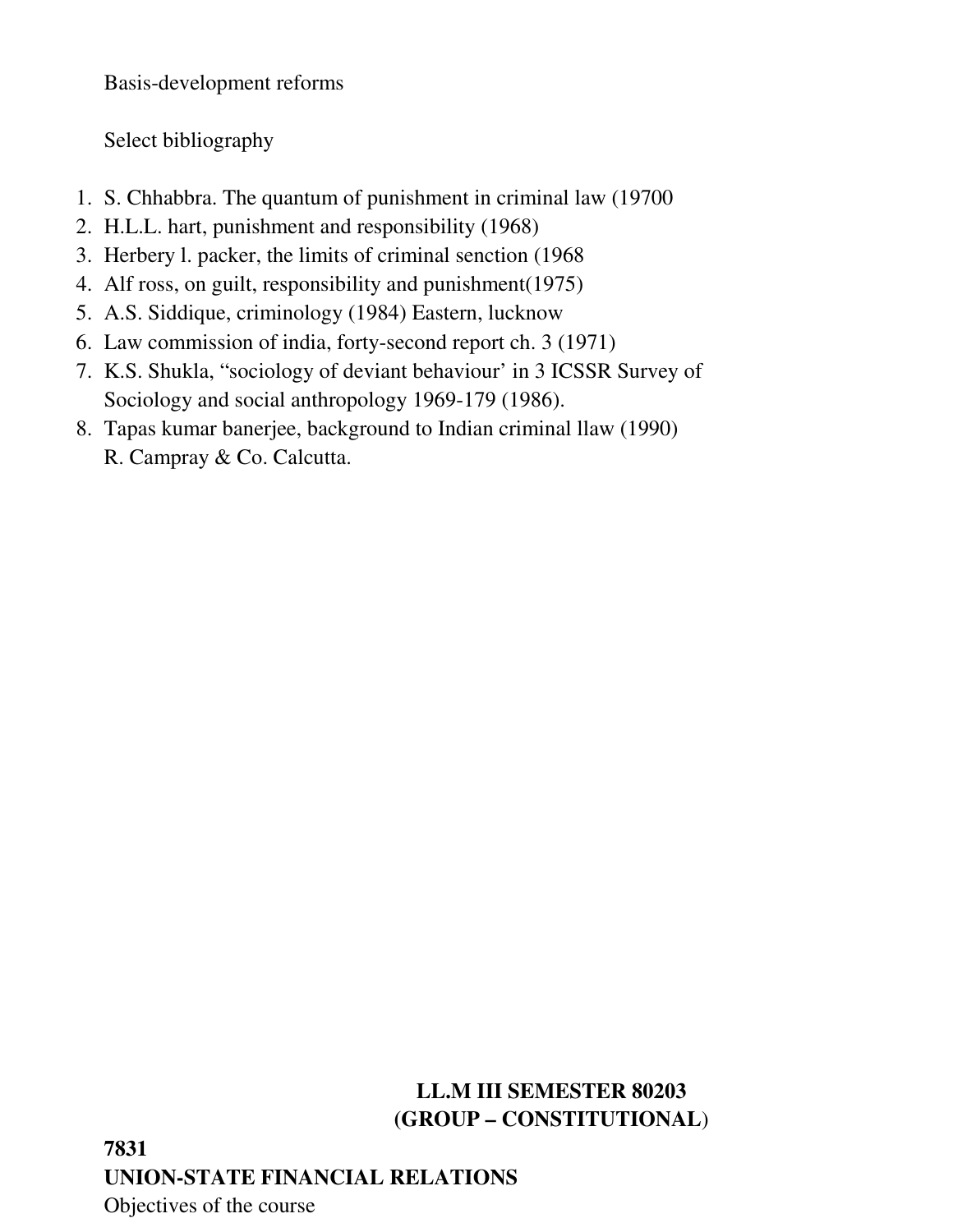Basis-development reforms

Select bibliography

1. S. Chhabbra. The quantum of punishment in criminal law (19700
2. H.L.L. hart, punishment and responsibility (1968)
3. Herbery l. packer, the limits of criminal senction (1968
4. Alf ross, on guilt, responsibility and punishment(1975)
5. A.S. Siddique, criminology (1984) Eastern, lucknow
6. Law commission of india, forty-second report ch. 3 (1971)
7. K.S. Shukla, "sociology of deviant behaviour' in 3 ICSSR Survey of Sociology and social anthropology 1969-179 (1986).
8. Tapas kumar banerjee, background to Indian criminal llaw (1990) R. Campray & Co. Calcutta.

**LL.M III SEMESTER 80203**
**(GROUP – CONSTITUTIONAL)**

**7831**
**UNION-STATE FINANCIAL RELATIONS**

Objectives of the course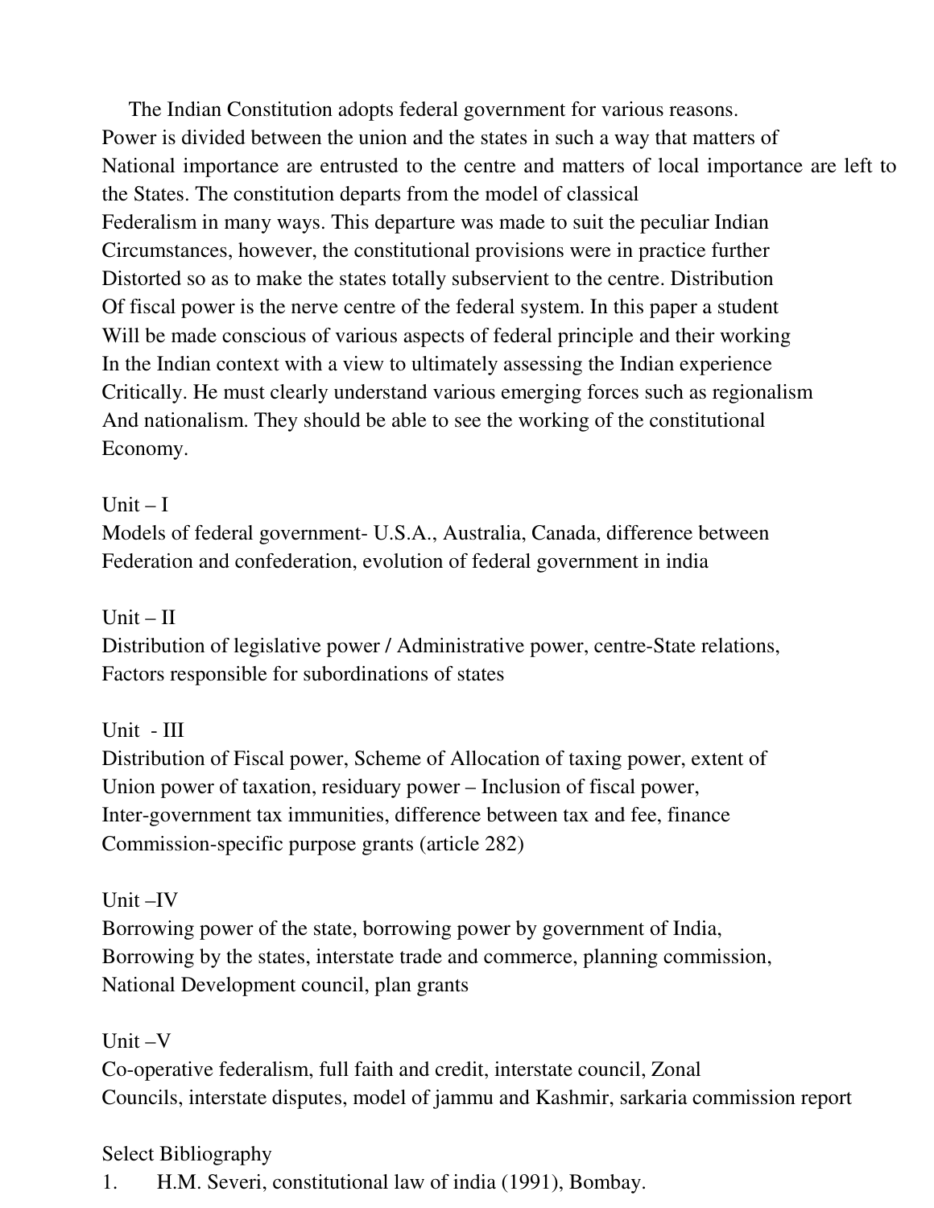The Indian Constitution adopts federal government for various reasons. Power is divided between the union and the states in such a way that matters of National importance are entrusted to the centre and matters of local importance are left to the States. The constitution departs from the model of classical Federalism in many ways. This departure was made to suit the peculiar Indian Circumstances, however, the constitutional provisions were in practice further Distorted so as to make the states totally subservient to the centre. Distribution Of fiscal power is the nerve centre of the federal system. In this paper a student Will be made conscious of various aspects of federal principle and their working In the Indian context with a view to ultimately assessing the Indian experience Critically. He must clearly understand various emerging forces such as regionalism And nationalism. They should be able to see the working of the constitutional Economy.

Unit – I

Models of federal government- U.S.A., Australia, Canada, difference between Federation and confederation, evolution of federal government in india

Unit – II

Distribution of legislative power / Administrative power, centre-State relations, Factors responsible for subordinations of states

Unit - III

Distribution of Fiscal power, Scheme of Allocation of taxing power, extent of Union power of taxation, residuary power – Inclusion of fiscal power, Inter-government tax immunities, difference between tax and fee, finance Commission-specific purpose grants (article 282)

Unit –IV

Borrowing power of the state, borrowing power by government of India, Borrowing by the states, interstate trade and commerce, planning commission, National Development council, plan grants

Unit –V

Co-operative federalism, full faith and credit, interstate council, Zonal Councils, interstate disputes, model of jammu and Kashmir, sarkaria commission report

Select Bibliography

1. H.M. Severi, constitutional law of india (1991), Bombay.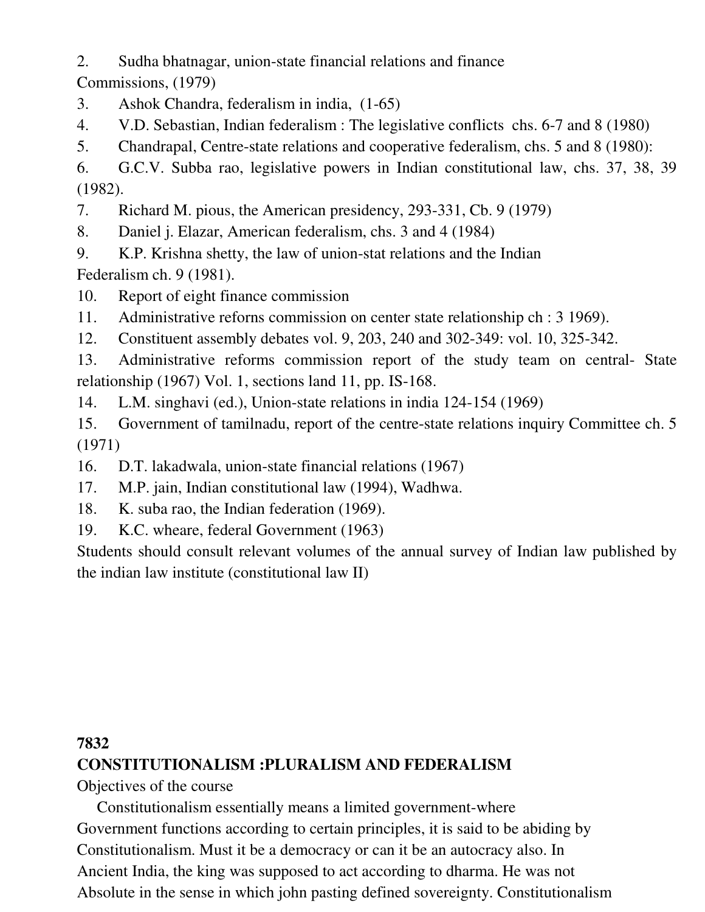2. Sudha bhatnagar, union-state financial relations and finance Commissions, (1979)
3. Ashok Chandra, federalism in india, (1-65)
4. V.D. Sebastian, Indian federalism : The legislative conflicts chs. 6-7 and 8 (1980)
5. Chandrapal, Centre-state relations and cooperative federalism, chs. 5 and 8 (1980):
6. G.C.V. Subba rao, legislative powers in Indian constitutional law, chs. 37, 38, 39 (1982).
7. Richard M. pious, the American presidency, 293-331, Cb. 9 (1979)
8. Daniel j. Elazar, American federalism, chs. 3 and 4 (1984)
9. K.P. Krishna shetty, the law of union-stat relations and the Indian Federalism ch. 9 (1981).
10. Report of eight finance commission
11. Administrative reforns commission on center state relationship ch : 3 1969).
12. Constituent assembly debates vol. 9, 203, 240 and 302-349: vol. 10, 325-342.
13. Administrative reforms commission report of the study team on central- State relationship (1967) Vol. 1, sections land 11, pp. IS-168.
14. L.M. singhavi (ed.), Union-state relations in india 124-154 (1969)
15. Government of tamilnadu, report of the centre-state relations inquiry Committee ch. 5 (1971)
16. D.T. lakadwala, union-state financial relations (1967)
17. M.P. jain, Indian constitutional law (1994), Wadhwa.
18. K. suba rao, the Indian federation (1969).
19. K.C. wheare, federal Government (1963)

Students should consult relevant volumes of the annual survey of Indian law published by the indian law institute (constitutional law II)

**7832**

**CONSTITUTIONALISM :PLURALISM AND FEDERALISM**

Objectives of the course

Constitutionalism essentially means a limited government-where Government functions according to certain principles, it is said to be abiding by Constitutionalism. Must it be a democracy or can it be an autocracy also. In Ancient India, the king was supposed to act according to dharma. He was not Absolute in the sense in which john pasting defined sovereignty. Constitutionalism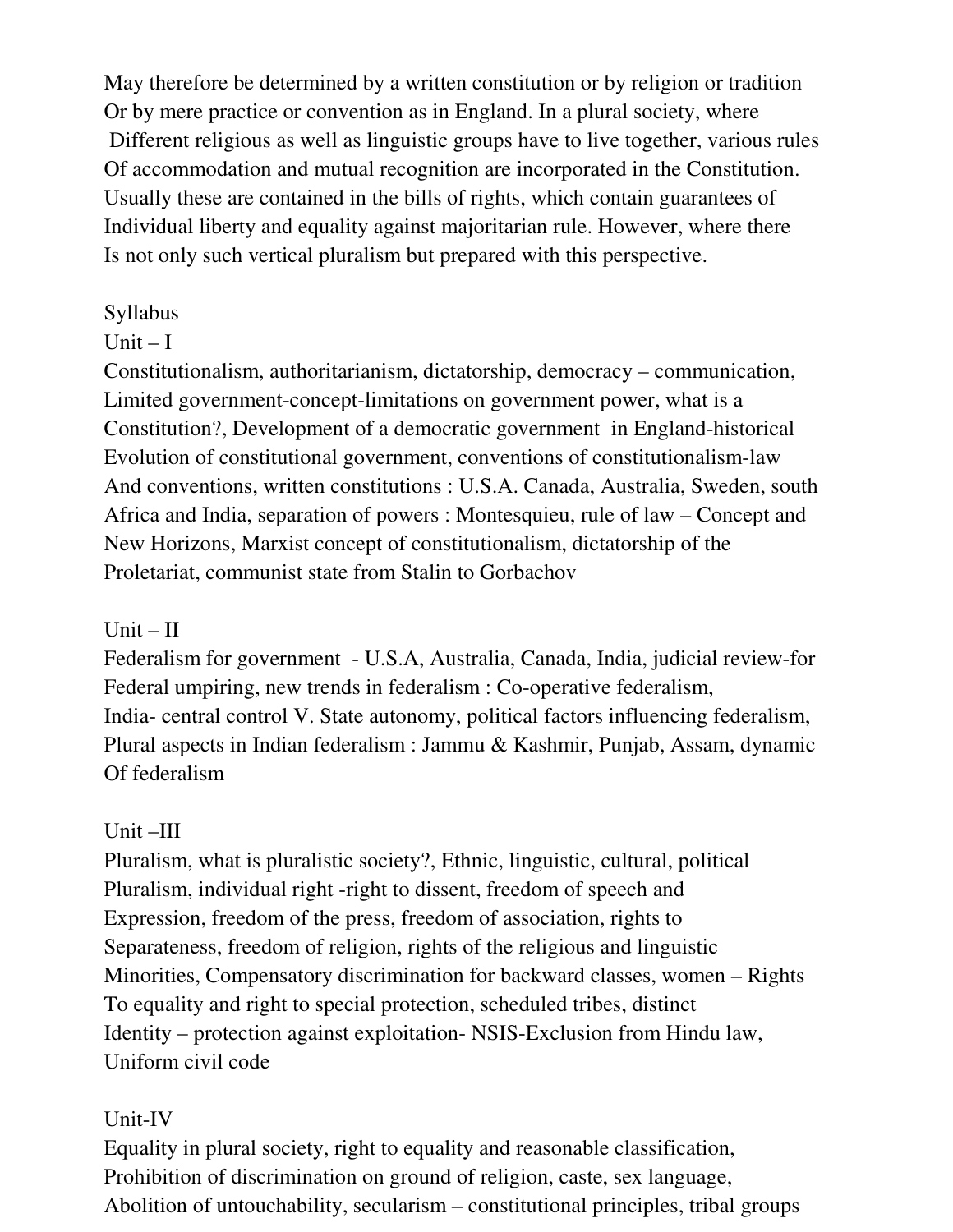May therefore be determined by a written constitution or by religion or tradition Or by mere practice or convention as in England. In a plural society, where Different religious as well as linguistic groups have to live together, various rules Of accommodation and mutual recognition are incorporated in the Constitution. Usually these are contained in the bills of rights, which contain guarantees of Individual liberty and equality against majoritarian rule. However, where there Is not only such vertical pluralism but prepared with this perspective.

## Syllabus

### Unit – I

Constitutionalism, authoritarianism, dictatorship, democracy – communication, Limited government-concept-limitations on government power, what is a Constitution?, Development of a democratic government in England-historical Evolution of constitutional government, conventions of constitutionalism-law And conventions, written constitutions : U.S.A. Canada, Australia, Sweden, south Africa and India, separation of powers : Montesquieu, rule of law – Concept and New Horizons, Marxist concept of constitutionalism, dictatorship of the Proletariat, communist state from Stalin to Gorbachov

### Unit – II

Federalism for government - U.S.A, Australia, Canada, India, judicial review-for Federal umpiring, new trends in federalism : Co-operative federalism, India- central control V. State autonomy, political factors influencing federalism, Plural aspects in Indian federalism : Jammu & Kashmir, Punjab, Assam, dynamic Of federalism

### Unit –III

Pluralism, what is pluralistic society?, Ethnic, linguistic, cultural, political Pluralism, individual right -right to dissent, freedom of speech and Expression, freedom of the press, freedom of association, rights to Separateness, freedom of religion, rights of the religious and linguistic Minorities, Compensatory discrimination for backward classes, women – Rights To equality and right to special protection, scheduled tribes, distinct Identity – protection against exploitation- NSIS-Exclusion from Hindu law, Uniform civil code

### Unit-IV

Equality in plural society, right to equality and reasonable classification, Prohibition of discrimination on ground of religion, caste, sex language, Abolition of untouchability, secularism – constitutional principles, tribal groups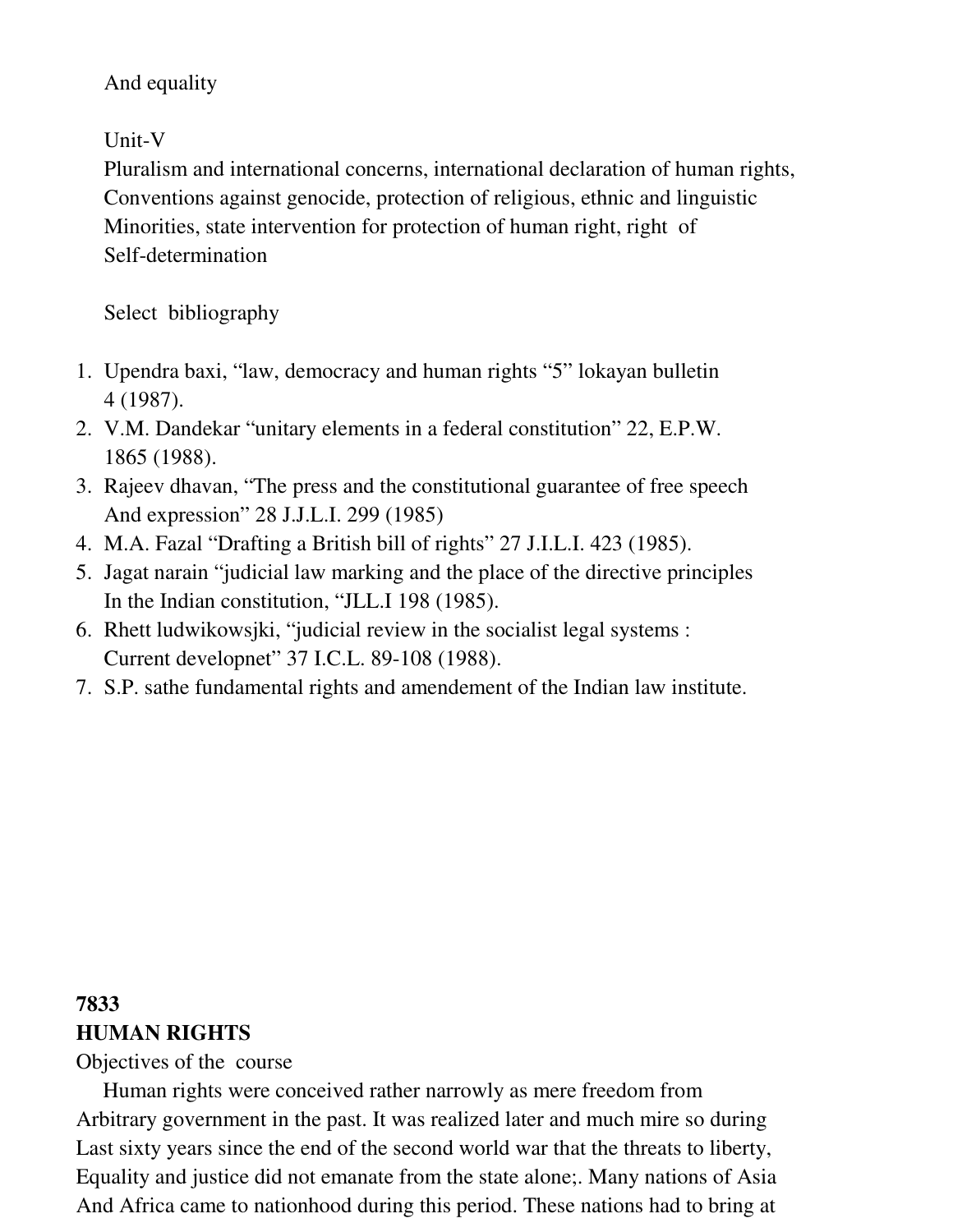And equality

Unit-V
Pluralism and international concerns, international declaration of human rights, Conventions against genocide, protection of religious, ethnic and linguistic Minorities, state intervention for protection of human right, right of Self-determination

Select bibliography

1. Upendra baxi, "law, democracy and human rights "5" lokayan bulletin 4 (1987).
2. V.M. Dandekar "unitary elements in a federal constitution" 22, E.P.W. 1865 (1988).
3. Rajeev dhavan, "The press and the constitutional guarantee of free speech And expression" 28 J.J.L.I. 299 (1985)
4. M.A. Fazal "Drafting a British bill of rights" 27 J.I.L.I. 423 (1985).
5. Jagat narain "judicial law marking and the place of the directive principles In the Indian constitution, "JLL.I 198 (1985).
6. Rhett ludwikowsjki, "judicial review in the socialist legal systems : Current developnet" 37 I.C.L. 89-108 (1988).
7. S.P. sathe fundamental rights and amendement of the Indian law institute.

**7833**
**HUMAN RIGHTS**

Objectives of the course

Human rights were conceived rather narrowly as mere freedom from Arbitrary government in the past. It was realized later and much mire so during Last sixty years since the end of the second world war that the threats to liberty, Equality and justice did not emanate from the state alone;. Many nations of Asia And Africa came to nationhood during this period. These nations had to bring at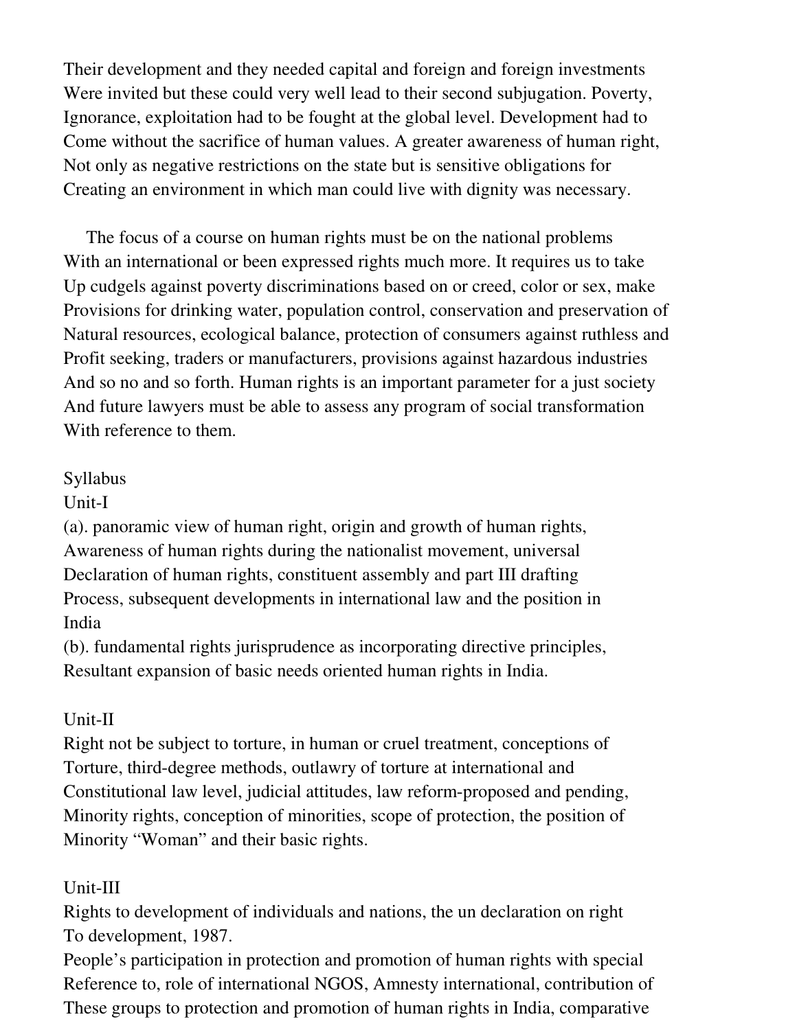Their development and they needed capital and foreign and foreign investments Were invited but these could very well lead to their second subjugation. Poverty, Ignorance, exploitation had to be fought at the global level. Development had to Come without the sacrifice of human values. A greater awareness of human right, Not only as negative restrictions on the state but is sensitive obligations for Creating an environment in which man could live with dignity was necessary.

The focus of a course on human rights must be on the national problems With an international or been expressed rights much more. It requires us to take Up cudgels against poverty discriminations based on or creed, color or sex, make Provisions for drinking water, population control, conservation and preservation of Natural resources, ecological balance, protection of consumers against ruthless and Profit seeking, traders or manufacturers, provisions against hazardous industries And so no and so forth. Human rights is an important parameter for a just society And future lawyers must be able to assess any program of social transformation With reference to them.

Syllabus

Unit-I

(a). panoramic view of human right, origin and growth of human rights, Awareness of human rights during the nationalist movement, universal Declaration of human rights, constituent assembly and part III drafting Process, subsequent developments in international law and the position in India

(b). fundamental rights jurisprudence as incorporating directive principles, Resultant expansion of basic needs oriented human rights in India.

Unit-II

Right not be subject to torture, in human or cruel treatment, conceptions of Torture, third-degree methods, outlawry of torture at international and Constitutional law level, judicial attitudes, law reform-proposed and pending, Minority rights, conception of minorities, scope of protection, the position of Minority "Woman" and their basic rights.

Unit-III

Rights to development of individuals and nations, the un declaration on right To development, 1987.

People's participation in protection and promotion of human rights with special Reference to, role of international NGOS, Amnesty international, contribution of These groups to protection and promotion of human rights in India, comparative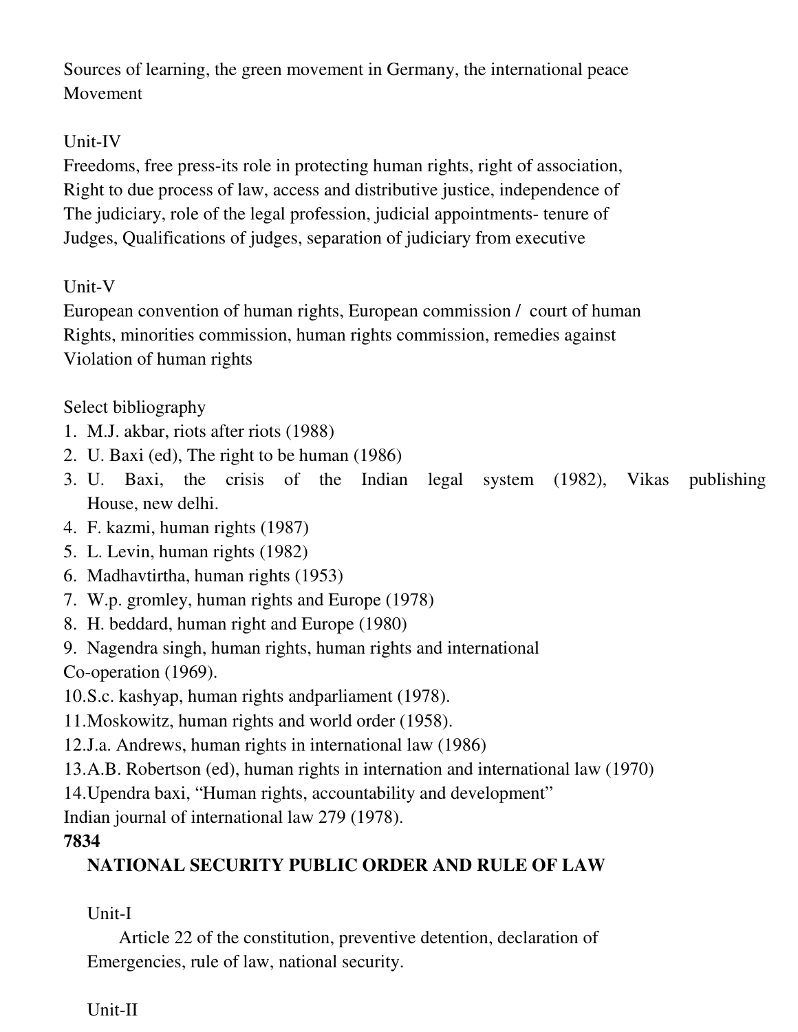Sources of learning, the green movement in Germany, the international peace Movement

Unit-IV

Freedoms, free press-its role in protecting human rights, right of association, Right to due process of law, access and distributive justice, independence of The judiciary, role of the legal profession, judicial appointments- tenure of Judges, Qualifications of judges, separation of judiciary from executive

Unit-V

European convention of human rights, European commission / court of human Rights, minorities commission, human rights commission, remedies against Violation of human rights

Select bibliography

1. M.J. akbar, riots after riots (1988)
2. U. Baxi (ed), The right to be human (1986)
3. U. Baxi, the crisis of the Indian legal system (1982), Vikas publishing House, new delhi.
4. F. kazmi, human rights (1987)
5. L. Levin, human rights (1982)
6. Madhavtirtha, human rights (1953)
7. W.p. gromley, human rights and Europe (1978)
8. H. beddard, human right and Europe (1980)
9. Nagendra singh, human rights, human rights and international Co-operation (1969).
10. S.c. kashyap, human rights andparliament (1978).
11. Moskowitz, human rights and world order (1958).
12. J.a. Andrews, human rights in international law (1986)
13. A.B. Robertson (ed), human rights in internation and international law (1970)
14. Upendra baxi, "Human rights, accountability and development" Indian journal of international law 279 (1978).

**7834**

## NATIONAL SECURITY PUBLIC ORDER AND RULE OF LAW

Unit-I

Article 22 of the constitution, preventive detention, declaration of Emergencies, rule of law, national security.

Unit-II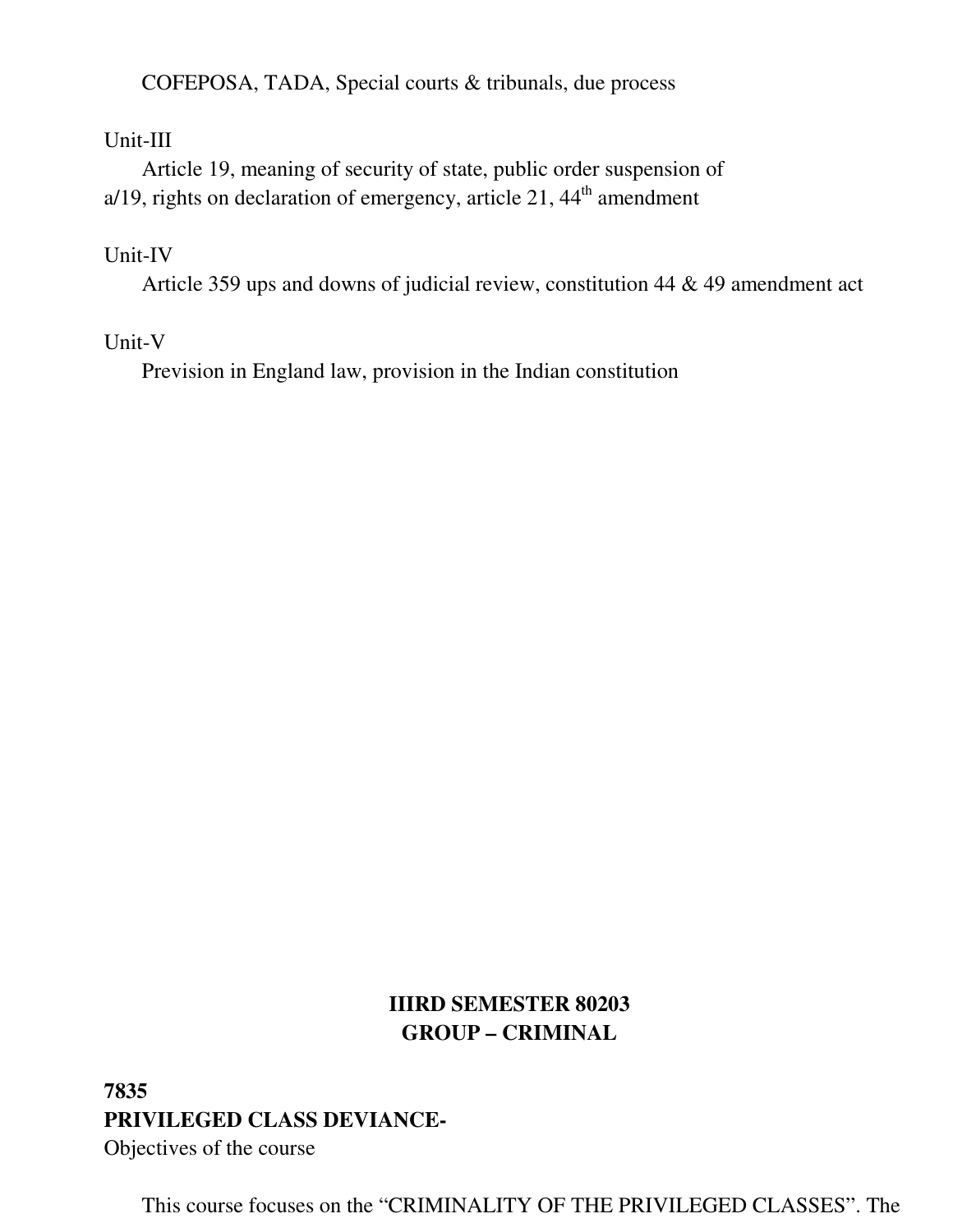COFEPOSA, TADA, Special courts & tribunals, due process

Unit-III

Article 19, meaning of security of state, public order suspension of a/19, rights on declaration of emergency, article 21, 44$^{th}$ amendment

Unit-IV

Article 359 ups and downs of judicial review, constitution 44 & 49 amendment act

Unit-V

Prevision in England law, provision in the Indian constitution

**IIIRD SEMESTER 80203**
**GROUP – CRIMINAL**

**7835**
**PRIVILEGED CLASS DEVIANCE-**

Objectives of the course

This course focuses on the "CRIMINALITY OF THE PRIVILEGED CLASSES". The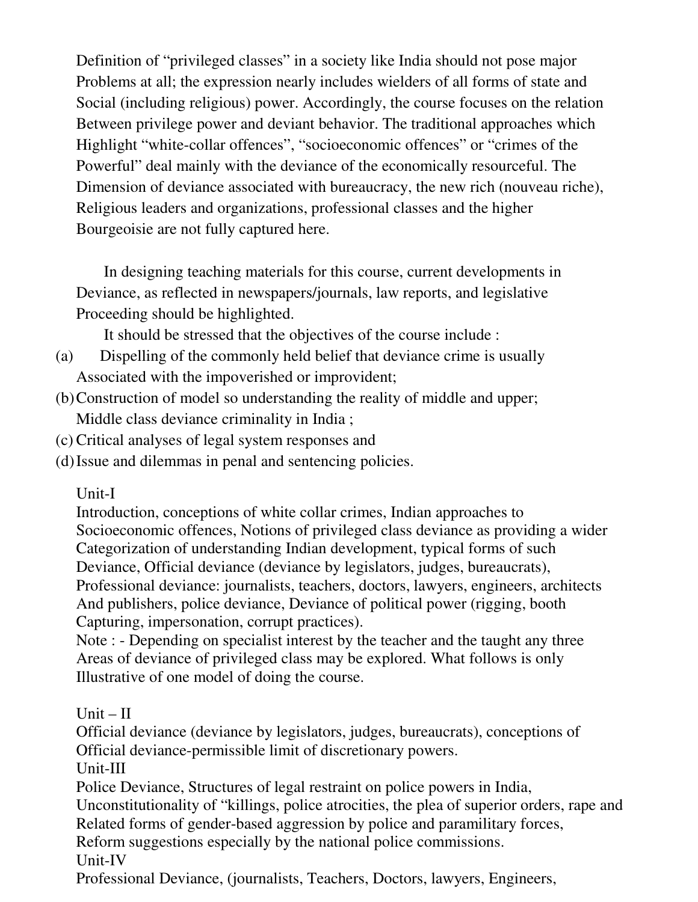Definition of "privileged classes" in a society like India should not pose major Problems at all; the expression nearly includes wielders of all forms of state and Social (including religious) power. Accordingly, the course focuses on the relation Between privilege power and deviant behavior. The traditional approaches which Highlight "white-collar offences", "socioeconomic offences" or "crimes of the Powerful" deal mainly with the deviance of the economically resourceful. The Dimension of deviance associated with bureaucracy, the new rich (nouveau riche), Religious leaders and organizations, professional classes and the higher Bourgeoisie are not fully captured here.

In designing teaching materials for this course, current developments in Deviance, as reflected in newspapers/journals, law reports, and legislative Proceeding should be highlighted.

It should be stressed that the objectives of the course include :

(a) Dispelling of the commonly held belief that deviance crime is usually Associated with the impoverished or improvident;

(b) Construction of model so understanding the reality of middle and upper; Middle class deviance criminality in India ;

(c) Critical analyses of legal system responses and

(d) Issue and dilemmas in penal and sentencing policies.

Unit-I

Introduction, conceptions of white collar crimes, Indian approaches to Socioeconomic offences, Notions of privileged class deviance as providing a wider Categorization of understanding Indian development, typical forms of such Deviance, Official deviance (deviance by legislators, judges, bureaucrats), Professional deviance: journalists, teachers, doctors, lawyers, engineers, architects And publishers, police deviance, Deviance of political power (rigging, booth Capturing, impersonation, corrupt practices).

Note : - Depending on specialist interest by the teacher and the taught any three Areas of deviance of privileged class may be explored. What follows is only Illustrative of one model of doing the course.

Unit – II

Official deviance (deviance by legislators, judges, bureaucrats), conceptions of Official deviance-permissible limit of discretionary powers.

Unit-III

Police Deviance, Structures of legal restraint on police powers in India, Unconstitutionality of "killings, police atrocities, the plea of superior orders, rape and Related forms of gender-based aggression by police and paramilitary forces, Reform suggestions especially by the national police commissions.

Unit-IV

Professional Deviance, (journalists, Teachers, Doctors, lawyers, Engineers,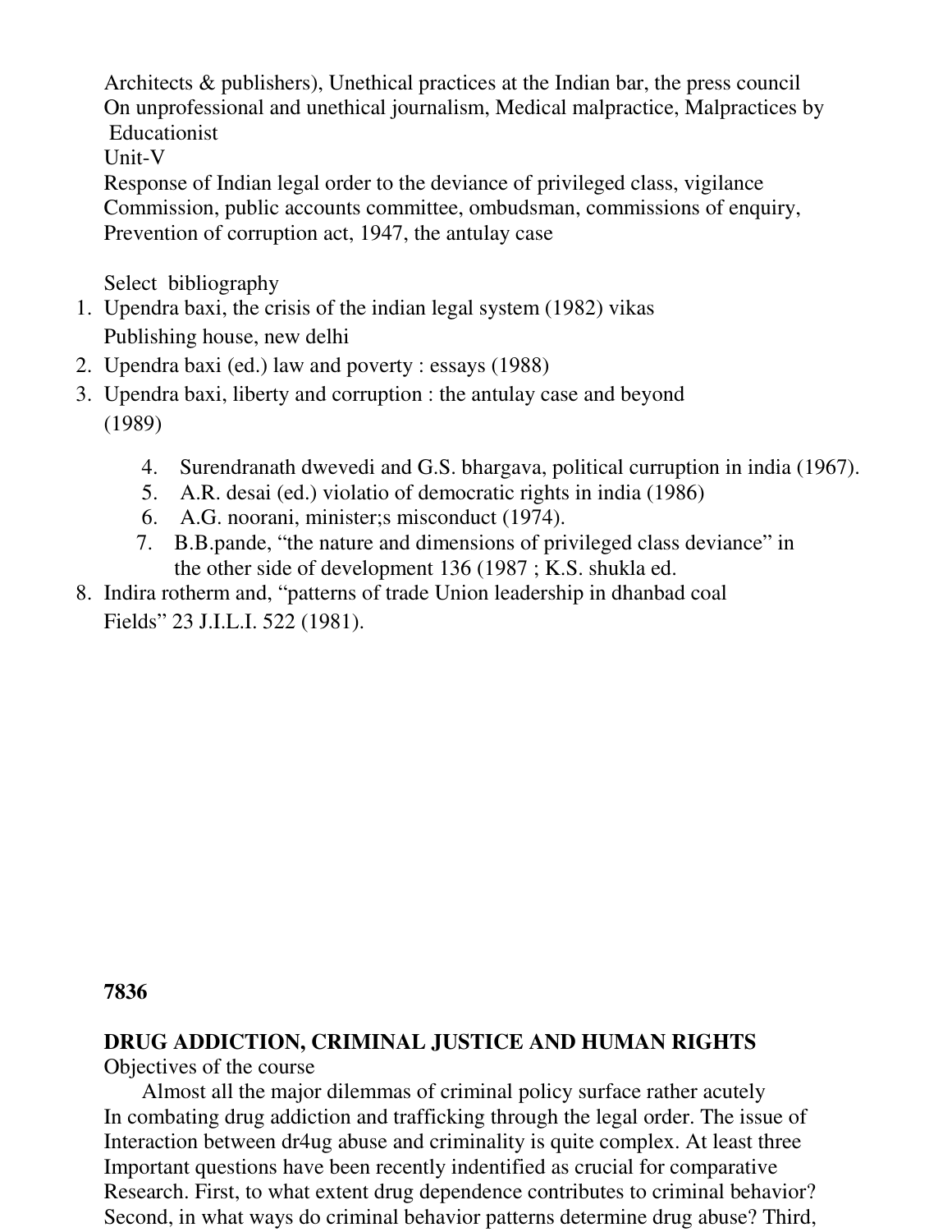Architects & publishers), Unethical practices at the Indian bar, the press council On unprofessional and unethical journalism, Medical malpractice, Malpractices by Educationist

Unit-V

Response of Indian legal order to the deviance of privileged class, vigilance Commission, public accounts committee, ombudsman, commissions of enquiry, Prevention of corruption act, 1947, the antulay case

Select bibliography

1. Upendra baxi, the crisis of the indian legal system (1982) vikas Publishing house, new delhi
2. Upendra baxi (ed.) law and poverty : essays (1988)
3. Upendra baxi, liberty and corruption : the antulay case and beyond (1989)
4. Surendranath dwevedi and G.S. bhargava, political curruption in india (1967).
5. A.R. desai (ed.) violatio of democratic rights in india (1986)
6. A.G. noorani, minister;s misconduct (1974).
7. B.B.pande, "the nature and dimensions of privileged class deviance" in the other side of development 136 (1987 ; K.S. shukla ed.
8. Indira rotherm and, "patterns of trade Union leadership in dhanbad coal Fields" 23 J.I.L.I. 522 (1981).

**7836**

**DRUG ADDICTION, CRIMINAL JUSTICE AND HUMAN RIGHTS**

Objectives of the course

Almost all the major dilemmas of criminal policy surface rather acutely In combating drug addiction and trafficking through the legal order. The issue of Interaction between dr4ug abuse and criminality is quite complex. At least three Important questions have been recently indentified as crucial for comparative Research. First, to what extent drug dependence contributes to criminal behavior? Second, in what ways do criminal behavior patterns determine drug abuse? Third,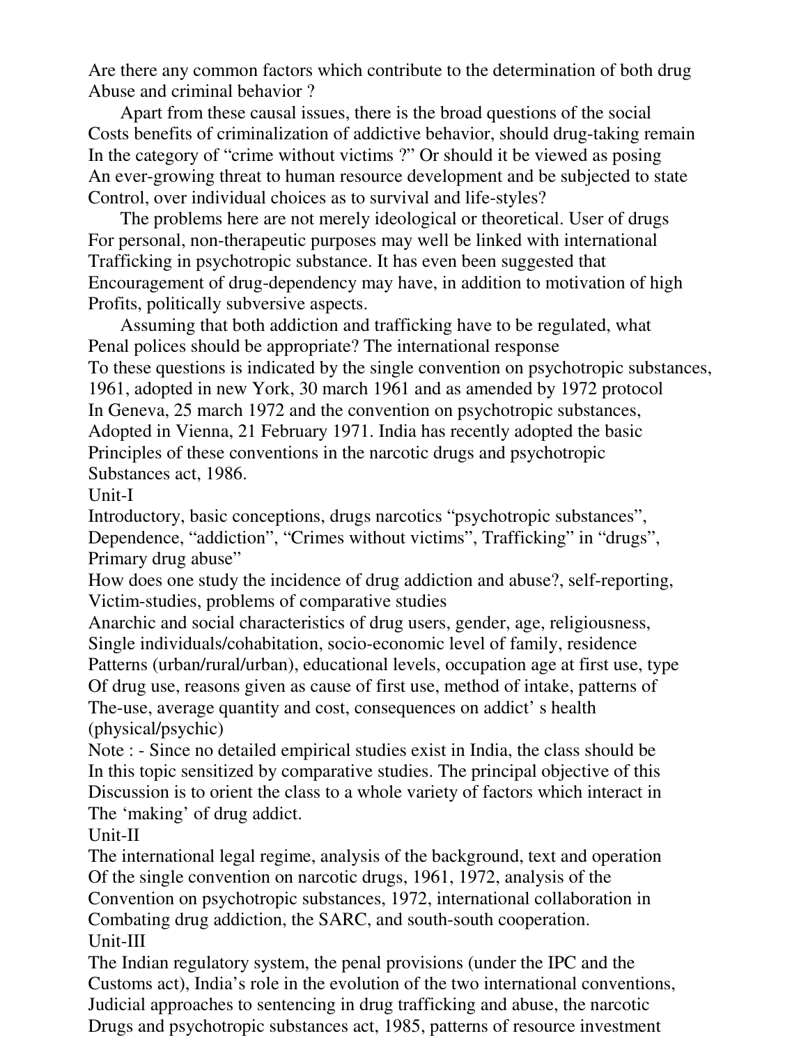Are there any common factors which contribute to the determination of both drug Abuse and criminal behavior ?

Apart from these causal issues, there is the broad questions of the social Costs benefits of criminalization of addictive behavior, should drug-taking remain In the category of "crime without victims ?" Or should it be viewed as posing An ever-growing threat to human resource development and be subjected to state Control, over individual choices as to survival and life-styles?

The problems here are not merely ideological or theoretical. User of drugs For personal, non-therapeutic purposes may well be linked with international Trafficking in psychotropic substance. It has even been suggested that Encouragement of drug-dependency may have, in addition to motivation of high Profits, politically subversive aspects.

Assuming that both addiction and trafficking have to be regulated, what Penal polices should be appropriate? The international response To these questions is indicated by the single convention on psychotropic substances, 1961, adopted in new York, 30 march 1961 and as amended by 1972 protocol In Geneva, 25 march 1972 and the convention on psychotropic substances, Adopted in Vienna, 21 February 1971. India has recently adopted the basic Principles of these conventions in the narcotic drugs and psychotropic Substances act, 1986.

## Unit-I

Introductory, basic conceptions, drugs narcotics "psychotropic substances", Dependence, "addiction", "Crimes without victims", Trafficking" in "drugs", Primary drug abuse"

How does one study the incidence of drug addiction and abuse?, self-reporting, Victim-studies, problems of comparative studies

Anarchic and social characteristics of drug users, gender, age, religiousness, Single individuals/cohabitation, socio-economic level of family, residence Patterns (urban/rural/urban), educational levels, occupation age at first use, type Of drug use, reasons given as cause of first use, method of intake, patterns of The-use, average quantity and cost, consequences on addict' s health (physical/psychic)

Note : - Since no detailed empirical studies exist in India, the class should be In this topic sensitized by comparative studies. The principal objective of this Discussion is to orient the class to a whole variety of factors which interact in The 'making' of drug addict.

## Unit-II

The international legal regime, analysis of the background, text and operation Of the single convention on narcotic drugs, 1961, 1972, analysis of the Convention on psychotropic substances, 1972, international collaboration in Combating drug addiction, the SARC, and south-south cooperation.

## Unit-III

The Indian regulatory system, the penal provisions (under the IPC and the Customs act), India's role in the evolution of the two international conventions, Judicial approaches to sentencing in drug trafficking and abuse, the narcotic Drugs and psychotropic substances act, 1985, patterns of resource investment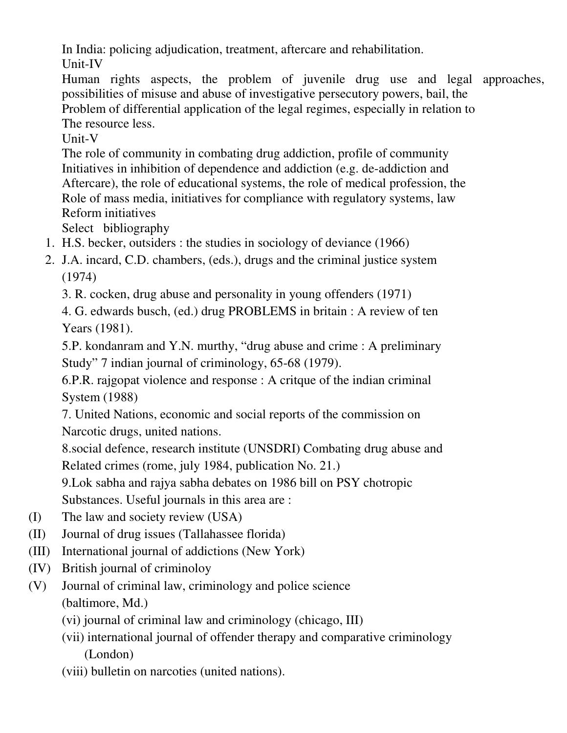In India: policing adjudication, treatment, aftercare and rehabilitation.

Unit-IV

Human rights aspects, the problem of juvenile drug use and legal approaches, possibilities of misuse and abuse of investigative persecutory powers, bail, the Problem of differential application of the legal regimes, especially in relation to The resource less.

Unit-V

The role of community in combating drug addiction, profile of community Initiatives in inhibition of dependence and addiction (e.g. de-addiction and Aftercare), the role of educational systems, the role of medical profession, the Role of mass media, initiatives for compliance with regulatory systems, law Reform initiatives

Select bibliography

1. H.S. becker, outsiders : the studies in sociology of deviance (1966)
2. J.A. incard, C.D. chambers, (eds.), drugs and the criminal justice system (1974)
3. R. cocken, drug abuse and personality in young offenders (1971)
4. G. edwards busch, (ed.) drug PROBLEMS in britain : A review of ten Years (1981).
5. P. kondanram and Y.N. murthy, "drug abuse and crime : A preliminary Study" 7 indian journal of criminology, 65-68 (1979).
6. P.R. rajgopat violence and response : A critque of the indian criminal System (1988)
7. United Nations, economic and social reports of the commission on Narcotic drugs, united nations.
8. social defence, research institute (UNSDRI) Combating drug abuse and Related crimes (rome, july 1984, publication No. 21.)
9. Lok sabha and rajya sabha debates on 1986 bill on PSY chotropic Substances. Useful journals in this area are :

(I) The law and society review (USA)

(II) Journal of drug issues (Tallahassee florida)

(III) International journal of addictions (New York)

(IV) British journal of criminoloy

(V) Journal of criminal law, criminology and police science (baltimore, Md.)

(vi) journal of criminal law and criminology (chicago, III)

(vii) international journal of offender therapy and comparative criminology (London)

(viii) bulletin on narcoties (united nations).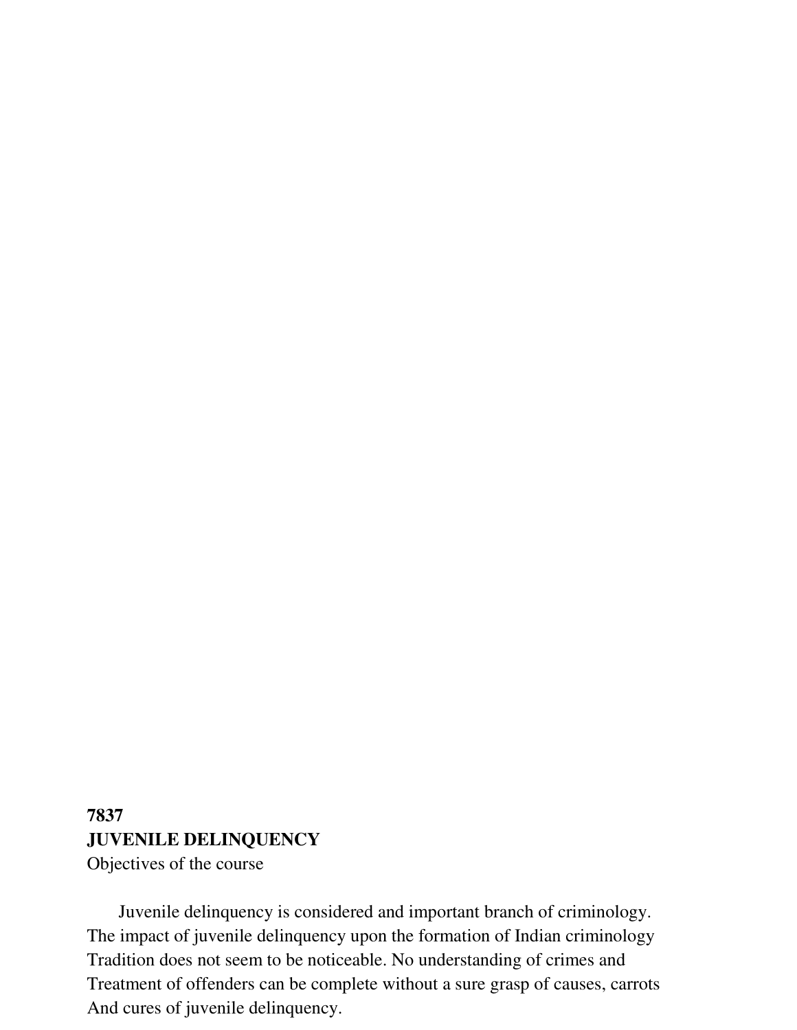**7837**

**JUVENILE DELINQUENCY**

Objectives of the course

Juvenile delinquency is considered and important branch of criminology. The impact of juvenile delinquency upon the formation of Indian criminology Tradition does not seem to be noticeable. No understanding of crimes and Treatment of offenders can be complete without a sure grasp of causes, carrots And cures of juvenile delinquency.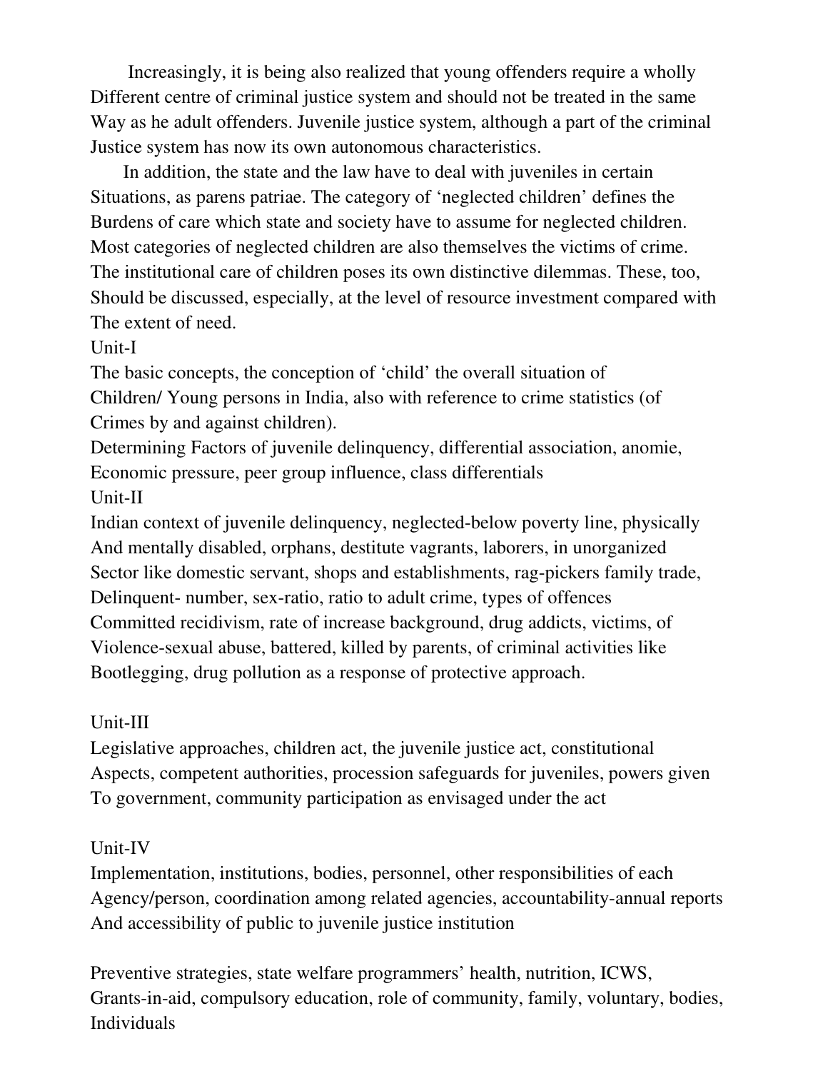Increasingly, it is being also realized that young offenders require a wholly Different centre of criminal justice system and should not be treated in the same Way as he adult offenders. Juvenile justice system, although a part of the criminal Justice system has now its own autonomous characteristics.

In addition, the state and the law have to deal with juveniles in certain Situations, as parens patriae. The category of 'neglected children' defines the Burdens of care which state and society have to assume for neglected children. Most categories of neglected children are also themselves the victims of crime. The institutional care of children poses its own distinctive dilemmas. These, too, Should be discussed, especially, at the level of resource investment compared with The extent of need.

Unit-I

The basic concepts, the conception of 'child' the overall situation of Children/ Young persons in India, also with reference to crime statistics (of Crimes by and against children).

Determining Factors of juvenile delinquency, differential association, anomie, Economic pressure, peer group influence, class differentials

Unit-II

Indian context of juvenile delinquency, neglected-below poverty line, physically And mentally disabled, orphans, destitute vagrants, laborers, in unorganized Sector like domestic servant, shops and establishments, rag-pickers family trade, Delinquent- number, sex-ratio, ratio to adult crime, types of offences Committed recidivism, rate of increase background, drug addicts, victims, of Violence-sexual abuse, battered, killed by parents, of criminal activities like Bootlegging, drug pollution as a response of protective approach.

Unit-III

Legislative approaches, children act, the juvenile justice act, constitutional Aspects, competent authorities, procession safeguards for juveniles, powers given To government, community participation as envisaged under the act

Unit-IV

Implementation, institutions, bodies, personnel, other responsibilities of each Agency/person, coordination among related agencies, accountability-annual reports And accessibility of public to juvenile justice institution

Preventive strategies, state welfare programmers' health, nutrition, ICWS, Grants-in-aid, compulsory education, role of community, family, voluntary, bodies, Individuals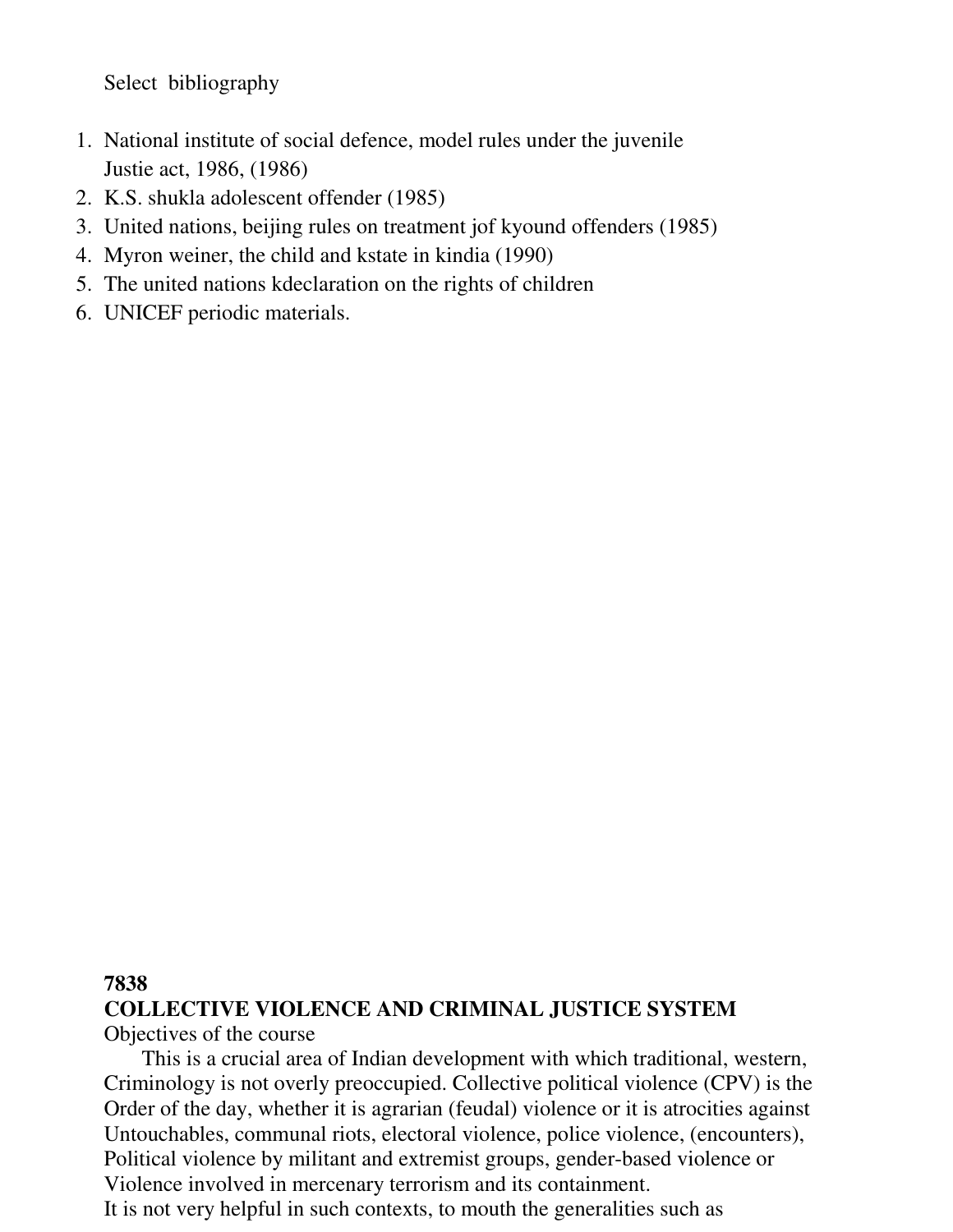Select bibliography

1. National institute of social defence, model rules under the juvenile Justie act, 1986, (1986)
2. K.S. shukla adolescent offender (1985)
3. United nations, beijing rules on treatment jof kyound offenders (1985)
4. Myron weiner, the child and kstate in kindia (1990)
5. The united nations kdeclaration on the rights of children
6. UNICEF periodic materials.

**7838**

**COLLECTIVE VIOLENCE AND CRIMINAL JUSTICE SYSTEM**

Objectives of the course

This is a crucial area of Indian development with which traditional, western, Criminology is not overly preoccupied. Collective political violence (CPV) is the Order of the day, whether it is agrarian (feudal) violence or it is atrocities against Untouchables, communal riots, electoral violence, police violence, (encounters), Political violence by militant and extremist groups, gender-based violence or Violence involved in mercenary terrorism and its containment.

It is not very helpful in such contexts, to mouth the generalities such as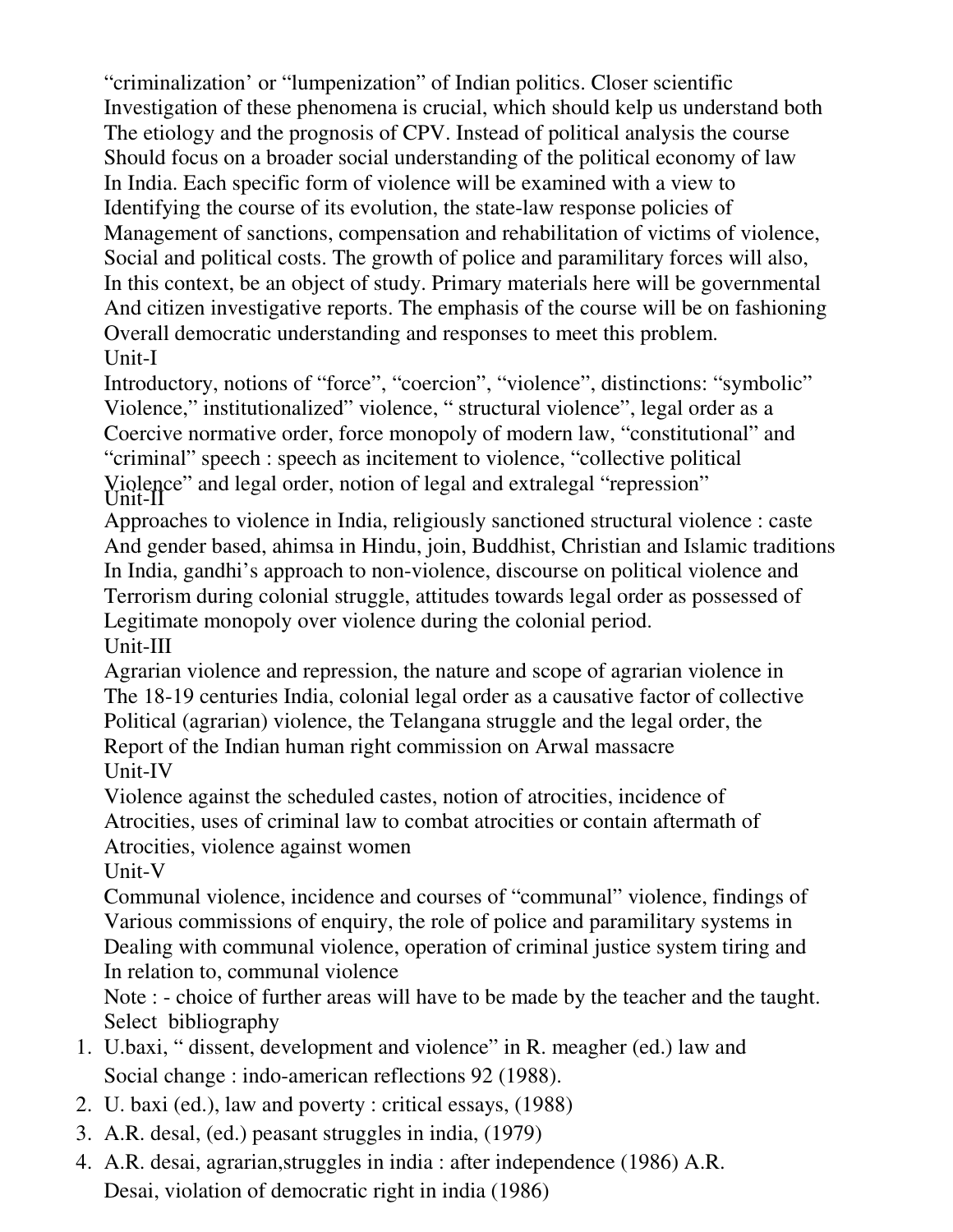"criminalization' or "lumpenization" of Indian politics. Closer scientific Investigation of these phenomena is crucial, which should kelp us understand both The etiology and the prognosis of CPV. Instead of political analysis the course Should focus on a broader social understanding of the political economy of law In India. Each specific form of violence will be examined with a view to Identifying the course of its evolution, the state-law response policies of Management of sanctions, compensation and rehabilitation of victims of violence, Social and political costs. The growth of police and paramilitary forces will also, In this context, be an object of study. Primary materials here will be governmental And citizen investigative reports. The emphasis of the course will be on fashioning Overall democratic understanding and responses to meet this problem.

Unit-I

Introductory, notions of "force", "coercion", "violence", distinctions: "symbolic" Violence," institutionalized" violence, " structural violence", legal order as a Coercive normative order, force monopoly of modern law, "constitutional" and "criminal" speech : speech as incitement to violence, "collective political Violence" and legal order, notion of legal and extralegal "repression"

Unit-II

Approaches to violence in India, religiously sanctioned structural violence : caste And gender based, ahimsa in Hindu, join, Buddhist, Christian and Islamic traditions In India, gandhi's approach to non-violence, discourse on political violence and Terrorism during colonial struggle, attitudes towards legal order as possessed of Legitimate monopoly over violence during the colonial period.

Unit-III

Agrarian violence and repression, the nature and scope of agrarian violence in The 18-19 centuries India, colonial legal order as a causative factor of collective Political (agrarian) violence, the Telangana struggle and the legal order, the Report of the Indian human right commission on Arwal massacre

Unit-IV

Violence against the scheduled castes, notion of atrocities, incidence of Atrocities, uses of criminal law to combat atrocities or contain aftermath of Atrocities, violence against women

Unit-V

Communal violence, incidence and courses of "communal" violence, findings of Various commissions of enquiry, the role of police and paramilitary systems in Dealing with communal violence, operation of criminal justice system tiring and In relation to, communal violence

Note : - choice of further areas will have to be made by the teacher and the taught.

Select bibliography

1. U.baxi, " dissent, development and violence" in R. meagher (ed.) law and Social change : indo-american reflections 92 (1988).
2. U. baxi (ed.), law and poverty : critical essays, (1988)
3. A.R. desal, (ed.) peasant struggles in india, (1979)
4. A.R. desai, agrarian,struggles in india : after independence (1986) A.R. Desai, violation of democratic right in india (1986)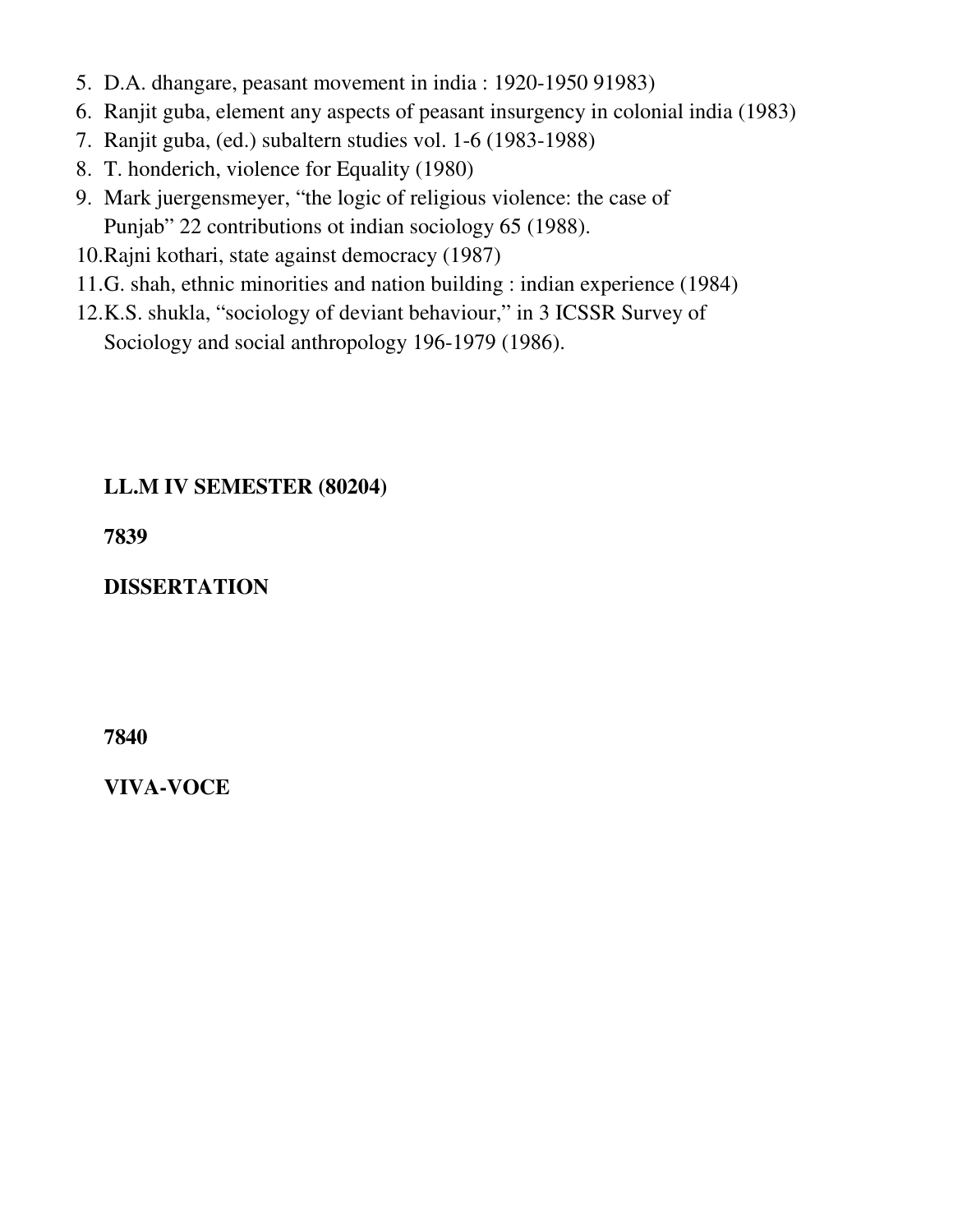5. D.A. dhangare, peasant movement in india : 1920-1950 91983)
6. Ranjit guba, element any aspects of peasant insurgency in colonial india (1983)
7. Ranjit guba, (ed.) subaltern studies vol. 1-6 (1983-1988)
8. T. honderich, violence for Equality (1980)
9. Mark juergensmeyer, “the logic of religious violence: the case of Punjab” 22 contributions ot indian sociology 65 (1988).
10. Rajni kothari, state against democracy (1987)
11. G. shah, ethnic minorities and nation building : indian experience (1984)
12. K.S. shukla, “sociology of deviant behaviour,” in 3 ICSSR Survey of Sociology and social anthropology 196-1979 (1986).

**LL.M IV SEMESTER (80204)**

**7839**

**DISSERTATION**

**7840**

**VIVA-VOCE**